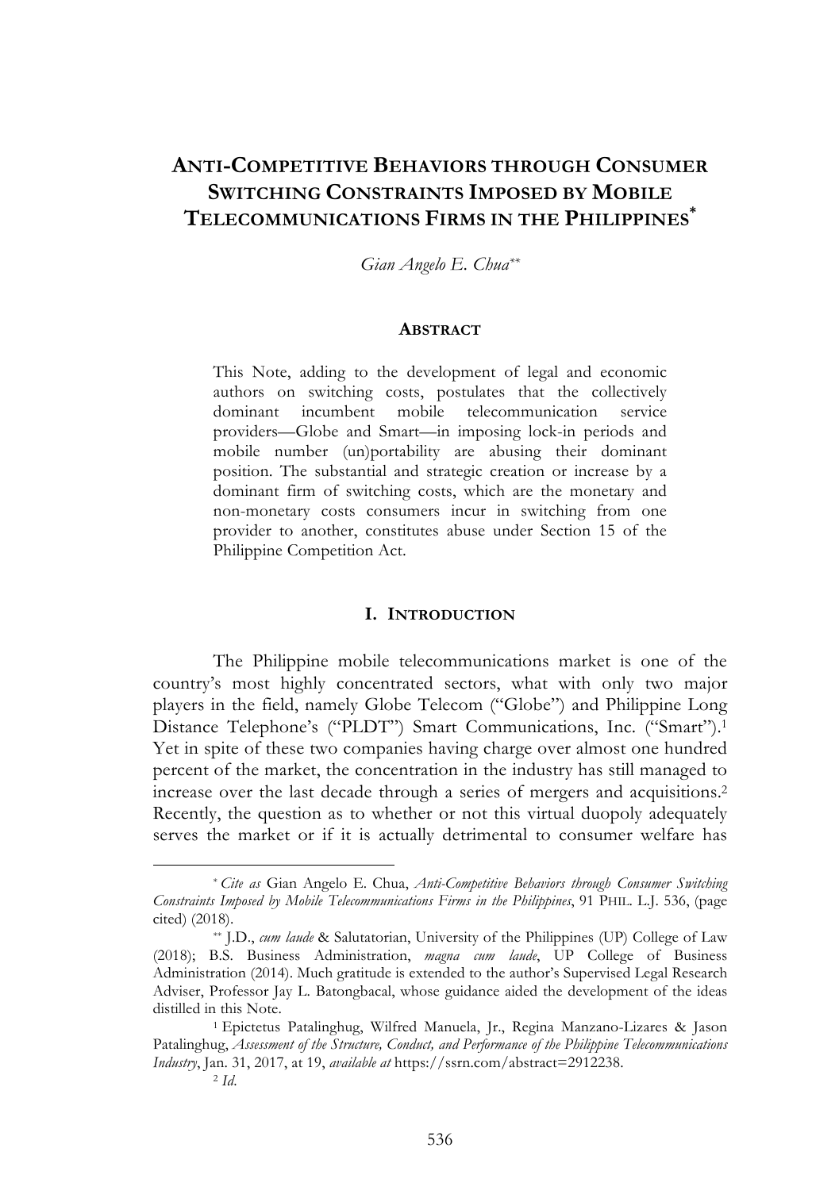# ANTI-COMPETITIVE BEHAVIORS THROUGH CONSUMER SWITCHING CONSTRAINTS IMPOSED BY MOBILE TELECOMMUNICATIONS FIRMS IN THE PHILIPPINES*

*Gian Angelo E. Chua***

## ABSTRACT

This Note, adding to the development of legal and economic authors on switching costs, postulates that the collectively dominant incumbent mobile telecommunication service providers—Globe and Smart—in imposing lock-in periods and mobile number (un)portability are abusing their dominant position. The substantial and strategic creation or increase by a dominant firm of switching costs, which are the monetary and non-monetary costs consumers incur in switching from one provider to another, constitutes abuse under Section 15 of the Philippine Competition Act.

## I. INTRODUCTION

The Philippine mobile telecommunications market is one of the country's most highly concentrated sectors, what with only two major players in the field, namely Globe Telecom ("Globe") and Philippine Long Distance Telephone's ("PLDT") Smart Communications, Inc. ("Smart").[1] Yet in spite of these two companies having charge over almost one hundred percent of the market, the concentration in the industry has still managed to increase over the last decade through a series of mergers and acquisitions.[2] Recently, the question as to whether or not this virtual duopoly adequately serves the market or if it is actually detrimental to consumer welfare has

---

\* *Cite as* Gian Angelo E. Chua, *Anti-Competitive Behaviors through Consumer Switching Constraints Imposed by Mobile Telecommunications Firms in the Philippines*, 91 PHIL. L.J. 536, (page cited) (2018).

\*\* J.D., *cum laude* & Salutatorian, University of the Philippines (UP) College of Law (2018); B.S. Business Administration, *magna cum laude*, UP College of Business Administration (2014). Much gratitude is extended to the author's Supervised Legal Research Adviser, Professor Jay L. Batongbacal, whose guidance aided the development of the ideas distilled in this Note.

[1] Epictetus Patalinghug, Wilfred Manuela, Jr., Regina Manzano-Lizares & Jason Patalinghug, *Assessment of the Structure, Conduct, and Performance of the Philippine Telecommunications Industry*, Jan. 31, 2017, at 19, *available at* https://ssrn.com/abstract=2912238.

[2] *Id*.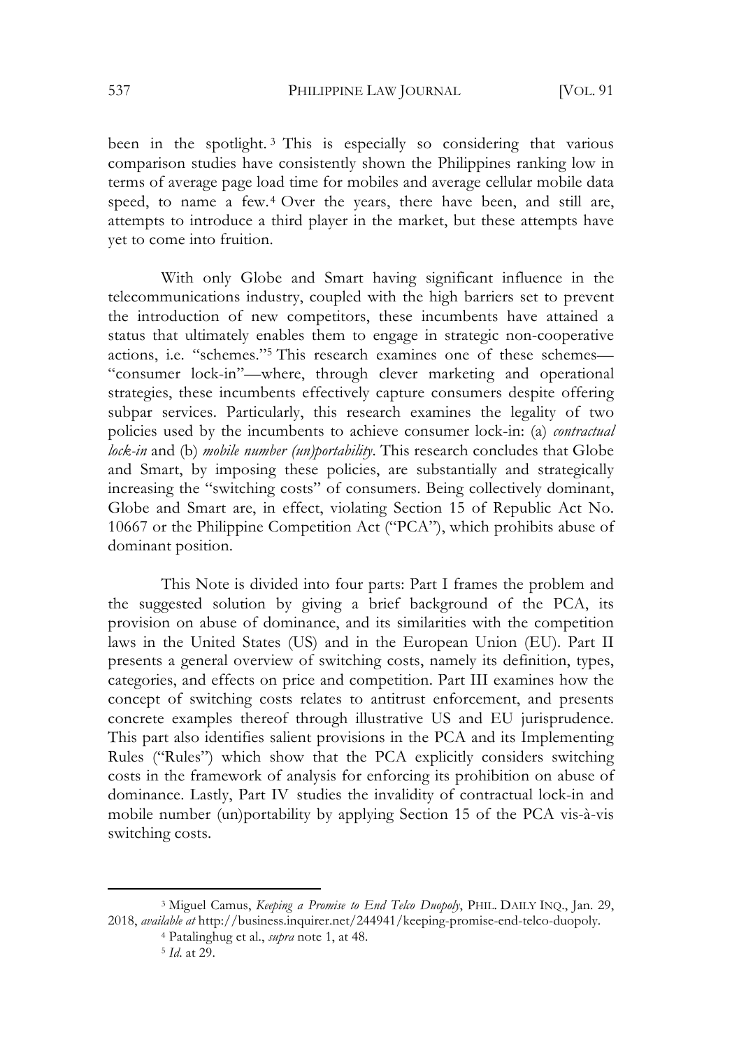been in the spotlight.[3] This is especially so considering that various comparison studies have consistently shown the Philippines ranking low in terms of average page load time for mobiles and average cellular mobile data speed, to name a few.[4] Over the years, there have been, and still are, attempts to introduce a third player in the market, but these attempts have yet to come into fruition.

With only Globe and Smart having significant influence in the telecommunications industry, coupled with the high barriers set to prevent the introduction of new competitors, these incumbents have attained a status that ultimately enables them to engage in strategic non-cooperative actions, i.e. "schemes."[5] This research examines one of these schemes—"consumer lock-in"—where, through clever marketing and operational strategies, these incumbents effectively capture consumers despite offering subpar services. Particularly, this research examines the legality of two policies used by the incumbents to achieve consumer lock-in: (a) *contractual lock-in* and (b) *mobile number (un)portability*. This research concludes that Globe and Smart, by imposing these policies, are substantially and strategically increasing the "switching costs" of consumers. Being collectively dominant, Globe and Smart are, in effect, violating Section 15 of Republic Act No. 10667 or the Philippine Competition Act ("PCA"), which prohibits abuse of dominant position.

This Note is divided into four parts: Part I frames the problem and the suggested solution by giving a brief background of the PCA, its provision on abuse of dominance, and its similarities with the competition laws in the United States (US) and in the European Union (EU). Part II presents a general overview of switching costs, namely its definition, types, categories, and effects on price and competition. Part III examines how the concept of switching costs relates to antitrust enforcement, and presents concrete examples thereof through illustrative US and EU jurisprudence. This part also identifies salient provisions in the PCA and its Implementing Rules ("Rules") which show that the PCA explicitly considers switching costs in the framework of analysis for enforcing its prohibition on abuse of dominance. Lastly, Part IV studies the invalidity of contractual lock-in and mobile number (un)portability by applying Section 15 of the PCA vis-à-vis switching costs.

---

[3] Miguel Camus, *Keeping a Promise to End Telco Duopoly*, PHIL. DAILY INQ., Jan. 29, 2018, *available at* http://business.inquirer.net/244941/keeping-promise-end-telco-duopoly.

[4] Patalinghug et al., *supra* note 1, at 48.

[5] *Id.* at 29.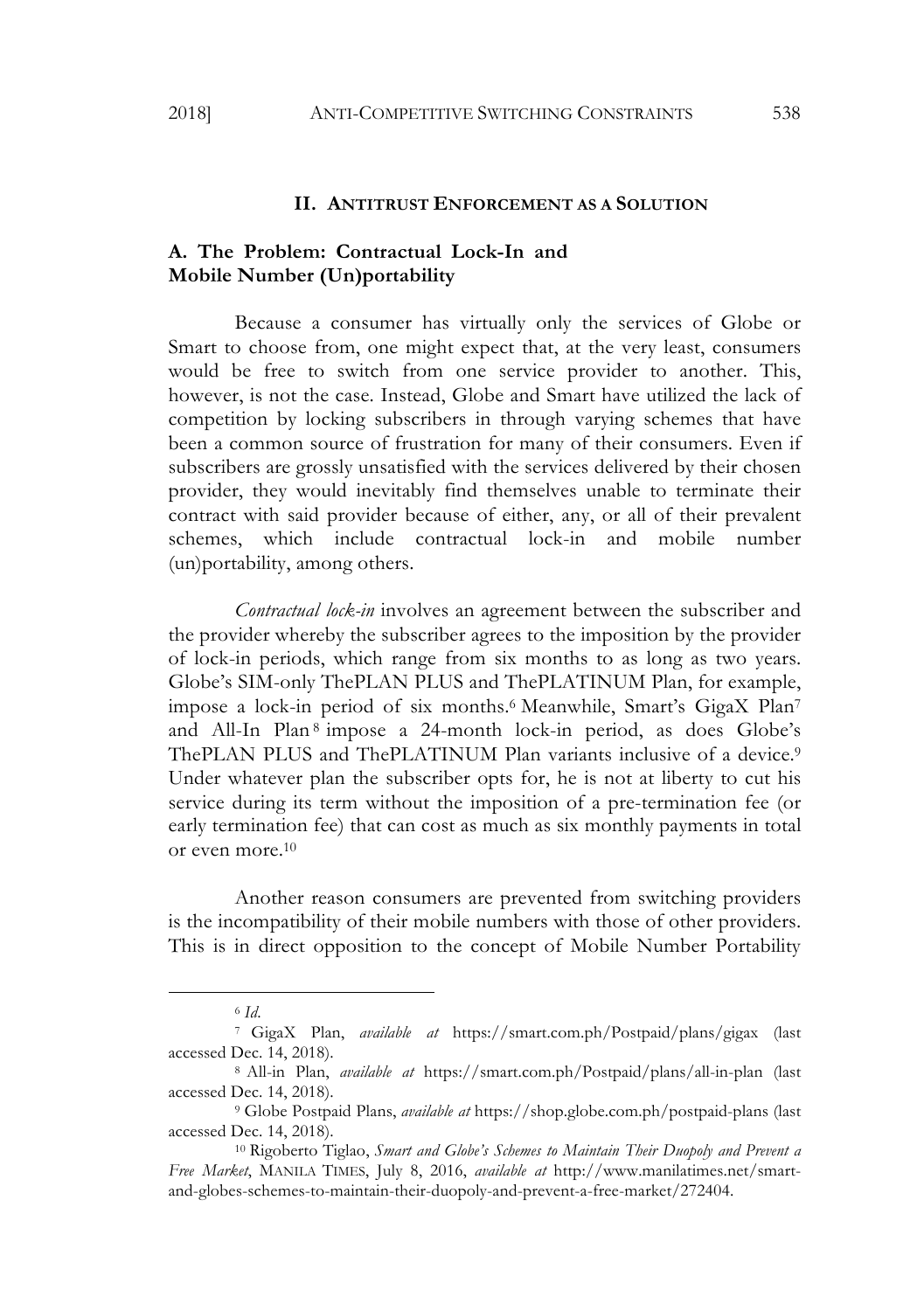## II. ANTITRUST ENFORCEMENT AS A SOLUTION

### A. The Problem: Contractual Lock-In and Mobile Number (Un)portability

Because a consumer has virtually only the services of Globe or Smart to choose from, one might expect that, at the very least, consumers would be free to switch from one service provider to another. This, however, is not the case. Instead, Globe and Smart have utilized the lack of competition by locking subscribers in through varying schemes that have been a common source of frustration for many of their consumers. Even if subscribers are grossly unsatisfied with the services delivered by their chosen provider, they would inevitably find themselves unable to terminate their contract with said provider because of either, any, or all of their prevalent schemes, which include contractual lock-in and mobile number (un)portability, among others.

*Contractual lock-in* involves an agreement between the subscriber and the provider whereby the subscriber agrees to the imposition by the provider of lock-in periods, which range from six months to as long as two years. Globe's SIM-only ThePLAN PLUS and ThePLATINUM Plan, for example, impose a lock-in period of six months.[6] Meanwhile, Smart's GigaX Plan[7] and All-In Plan[8] impose a 24-month lock-in period, as does Globe's ThePLAN PLUS and ThePLATINUM Plan variants inclusive of a device.[9] Under whatever plan the subscriber opts for, he is not at liberty to cut his service during its term without the imposition of a pre-termination fee (or early termination fee) that can cost as much as six monthly payments in total or even more.[10]

Another reason consumers are prevented from switching providers is the incompatibility of their mobile numbers with those of other providers. This is in direct opposition to the concept of Mobile Number Portability

---

[6] *Id.*

[7] GigaX Plan, *available at* https://smart.com.ph/Postpaid/plans/gigax (last accessed Dec. 14, 2018).

[8] All-in Plan, *available at* https://smart.com.ph/Postpaid/plans/all-in-plan (last accessed Dec. 14, 2018).

[9] Globe Postpaid Plans, *available at* https://shop.globe.com.ph/postpaid-plans (last accessed Dec. 14, 2018).

[10] Rigoberto Tiglao, *Smart and Globe's Schemes to Maintain Their Duopoly and Prevent a Free Market*, MANILA TIMES, July 8, 2016, *available at* http://www.manilatimes.net/smart-and-globes-schemes-to-maintain-their-duopoly-and-prevent-a-free-market/272404.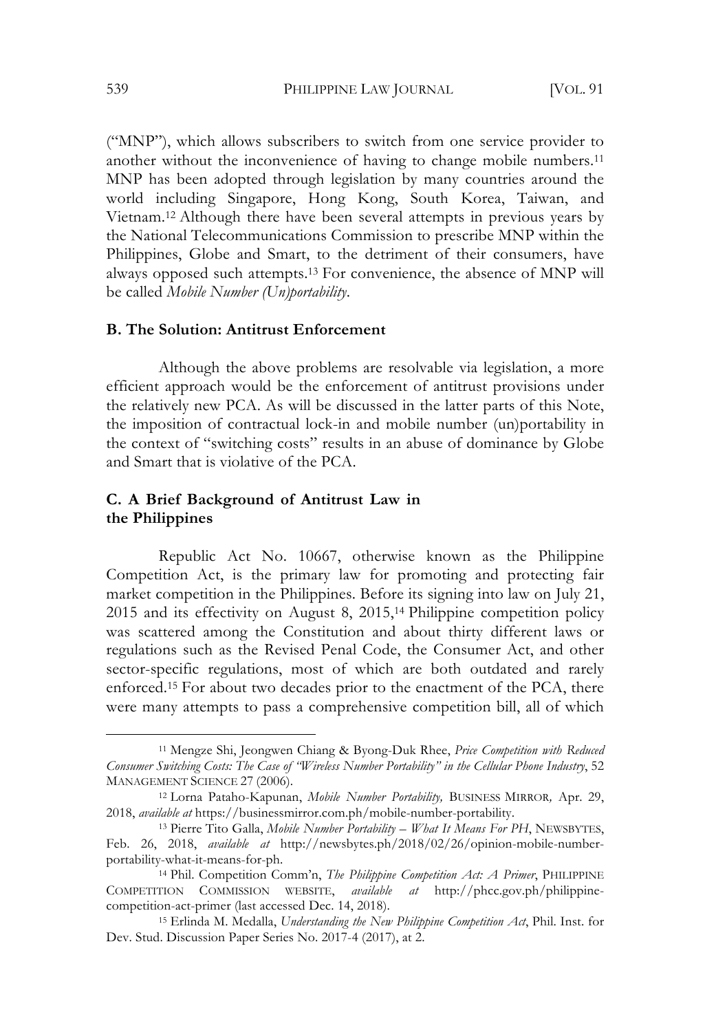("MNP"), which allows subscribers to switch from one service provider to another without the inconvenience of having to change mobile numbers.[11] MNP has been adopted through legislation by many countries around the world including Singapore, Hong Kong, South Korea, Taiwan, and Vietnam.[12] Although there have been several attempts in previous years by the National Telecommunications Commission to prescribe MNP within the Philippines, Globe and Smart, to the detriment of their consumers, have always opposed such attempts.[13] For convenience, the absence of MNP will be called *Mobile Number (Un)portability*.

### B. The Solution: Antitrust Enforcement

Although the above problems are resolvable via legislation, a more efficient approach would be the enforcement of antitrust provisions under the relatively new PCA. As will be discussed in the latter parts of this Note, the imposition of contractual lock-in and mobile number (un)portability in the context of "switching costs" results in an abuse of dominance by Globe and Smart that is violative of the PCA.

### C. A Brief Background of Antitrust Law in the Philippines

Republic Act No. 10667, otherwise known as the Philippine Competition Act, is the primary law for promoting and protecting fair market competition in the Philippines. Before its signing into law on July 21, 2015 and its effectivity on August 8, 2015,[14] Philippine competition policy was scattered among the Constitution and about thirty different laws or regulations such as the Revised Penal Code, the Consumer Act, and other sector-specific regulations, most of which are both outdated and rarely enforced.[15] For about two decades prior to the enactment of the PCA, there were many attempts to pass a comprehensive competition bill, all of which

---

[11] Mengze Shi, Jeongwen Chiang & Byong-Duk Rhee, *Price Competition with Reduced Consumer Switching Costs: The Case of "Wireless Number Portability" in the Cellular Phone Industry*, 52 MANAGEMENT SCIENCE 27 (2006).

[12] Lorna Pataho-Kapunan, *Mobile Number Portability,* BUSINESS MIRROR*,* Apr. 29, 2018, *available at* https://businessmirror.com.ph/mobile-number-portability.

[13] Pierre Tito Galla, *Mobile Number Portability – What It Means For PH*, NEWSBYTES, Feb. 26, 2018, *available at* http://newsbytes.ph/2018/02/26/opinion-mobile-number-portability-what-it-means-for-ph.

[14] Phil. Competition Comm'n, *The Philippine Competition Act: A Primer*, PHILIPPINE COMPETITION COMMISSION WEBSITE, *available at* http://phcc.gov.ph/philippine-competition-act-primer (last accessed Dec. 14, 2018).

[15] Erlinda M. Medalla, *Understanding the New Philippine Competition Act*, Phil. Inst. for Dev. Stud. Discussion Paper Series No. 2017-4 (2017), at 2.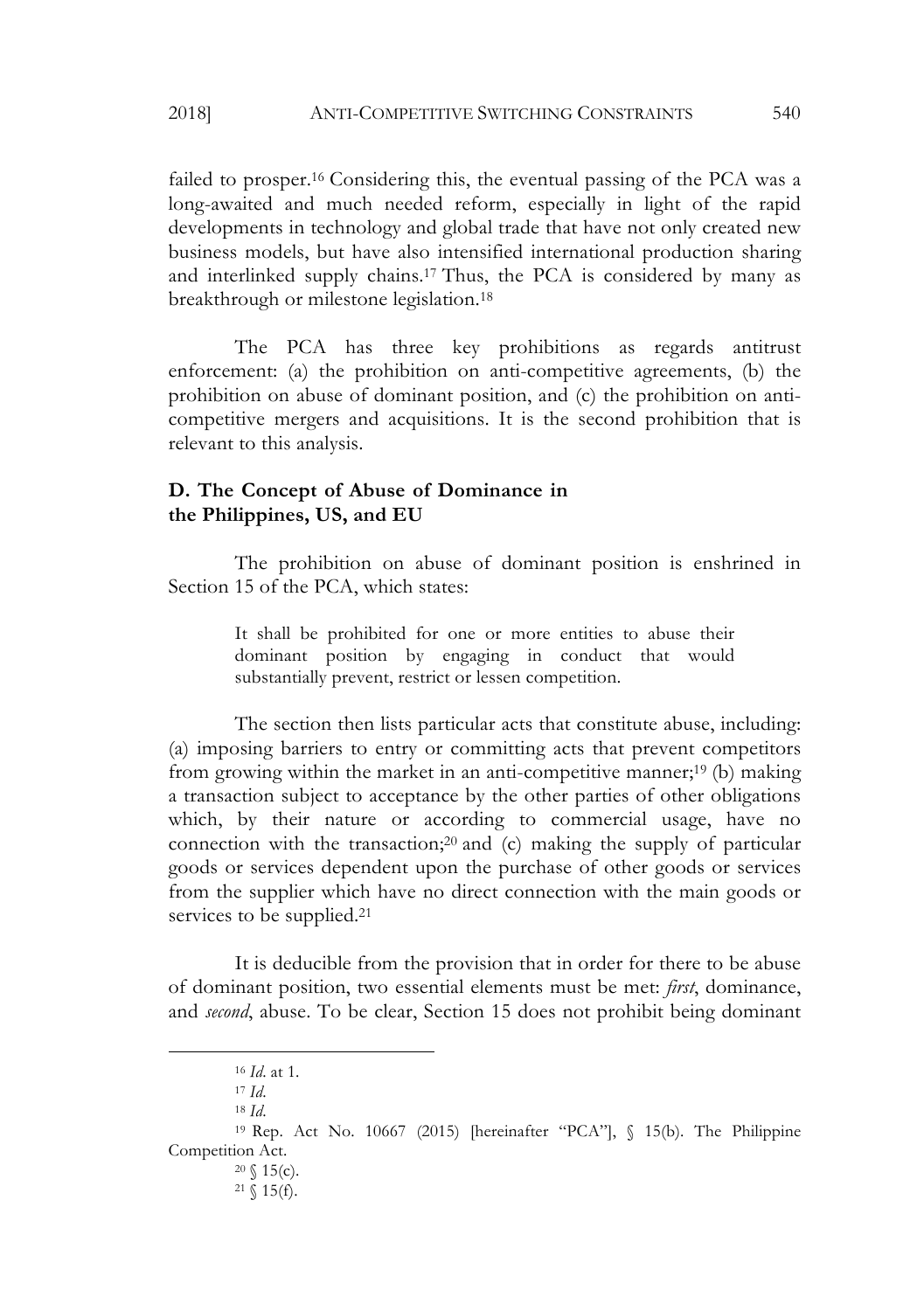failed to prosper.[16] Considering this, the eventual passing of the PCA was a long-awaited and much needed reform, especially in light of the rapid developments in technology and global trade that have not only created new business models, but have also intensified international production sharing and interlinked supply chains.[17] Thus, the PCA is considered by many as breakthrough or milestone legislation.[18]

The PCA has three key prohibitions as regards antitrust enforcement: (a) the prohibition on anti-competitive agreements, (b) the prohibition on abuse of dominant position, and (c) the prohibition on anti-competitive mergers and acquisitions. It is the second prohibition that is relevant to this analysis.

### D. The Concept of Abuse of Dominance in the Philippines, US, and EU

The prohibition on abuse of dominant position is enshrined in Section 15 of the PCA, which states:

> It shall be prohibited for one or more entities to abuse their dominant position by engaging in conduct that would substantially prevent, restrict or lessen competition.

The section then lists particular acts that constitute abuse, including: (a) imposing barriers to entry or committing acts that prevent competitors from growing within the market in an anti-competitive manner;[19] (b) making a transaction subject to acceptance by the other parties of other obligations which, by their nature or according to commercial usage, have no connection with the transaction;[20] and (c) making the supply of particular goods or services dependent upon the purchase of other goods or services from the supplier which have no direct connection with the main goods or services to be supplied.[21]

It is deducible from the provision that in order for there to be abuse of dominant position, two essential elements must be met: *first*, dominance, and *second*, abuse. To be clear, Section 15 does not prohibit being dominant

---

[16] *Id.* at 1.

[17] *Id.*

[18] *Id.*

[19] Rep. Act No. 10667 (2015) [hereinafter "PCA"], § 15(b). The Philippine Competition Act.

[20] § 15(c).

[21] § 15(f).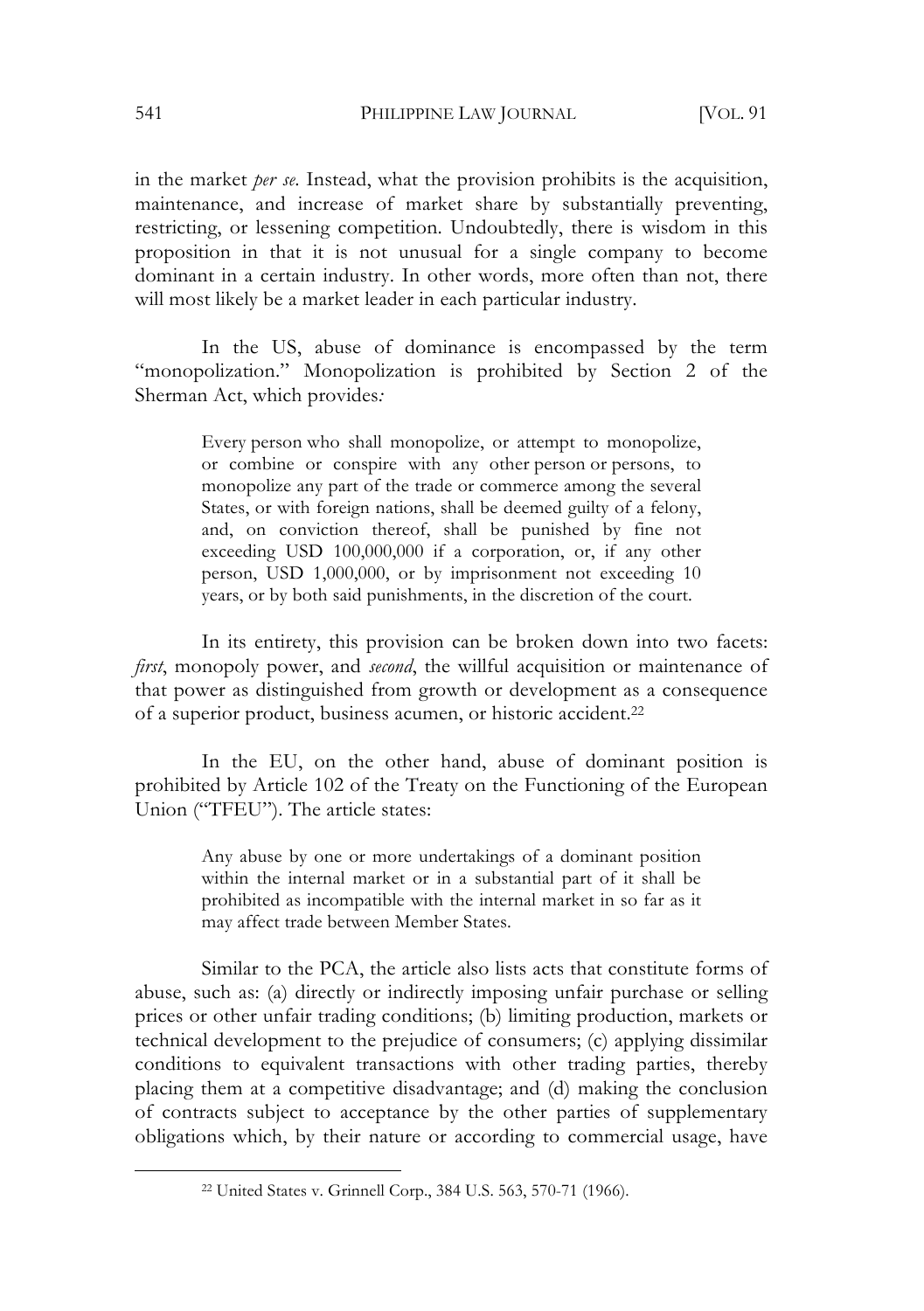in the market *per se*. Instead, what the provision prohibits is the acquisition, maintenance, and increase of market share by substantially preventing, restricting, or lessening competition. Undoubtedly, there is wisdom in this proposition in that it is not unusual for a single company to become dominant in a certain industry. In other words, more often than not, there will most likely be a market leader in each particular industry.

In the US, abuse of dominance is encompassed by the term "monopolization." Monopolization is prohibited by Section 2 of the Sherman Act, which provides*:*

> Every person who shall monopolize, or attempt to monopolize, or combine or conspire with any other person or persons, to monopolize any part of the trade or commerce among the several States, or with foreign nations, shall be deemed guilty of a felony, and, on conviction thereof, shall be punished by fine not exceeding USD 100,000,000 if a corporation, or, if any other person, USD 1,000,000, or by imprisonment not exceeding 10 years, or by both said punishments, in the discretion of the court.

In its entirety, this provision can be broken down into two facets: *first*, monopoly power, and *second*, the willful acquisition or maintenance of that power as distinguished from growth or development as a consequence of a superior product, business acumen, or historic accident.[22]

In the EU, on the other hand, abuse of dominant position is prohibited by Article 102 of the Treaty on the Functioning of the European Union ("TFEU"). The article states:

> Any abuse by one or more undertakings of a dominant position within the internal market or in a substantial part of it shall be prohibited as incompatible with the internal market in so far as it may affect trade between Member States.

Similar to the PCA, the article also lists acts that constitute forms of abuse, such as: (a) directly or indirectly imposing unfair purchase or selling prices or other unfair trading conditions; (b) limiting production, markets or technical development to the prejudice of consumers; (c) applying dissimilar conditions to equivalent transactions with other trading parties, thereby placing them at a competitive disadvantage; and (d) making the conclusion of contracts subject to acceptance by the other parties of supplementary obligations which, by their nature or according to commercial usage, have

---

[22] United States v. Grinnell Corp., 384 U.S. 563, 570-71 (1966).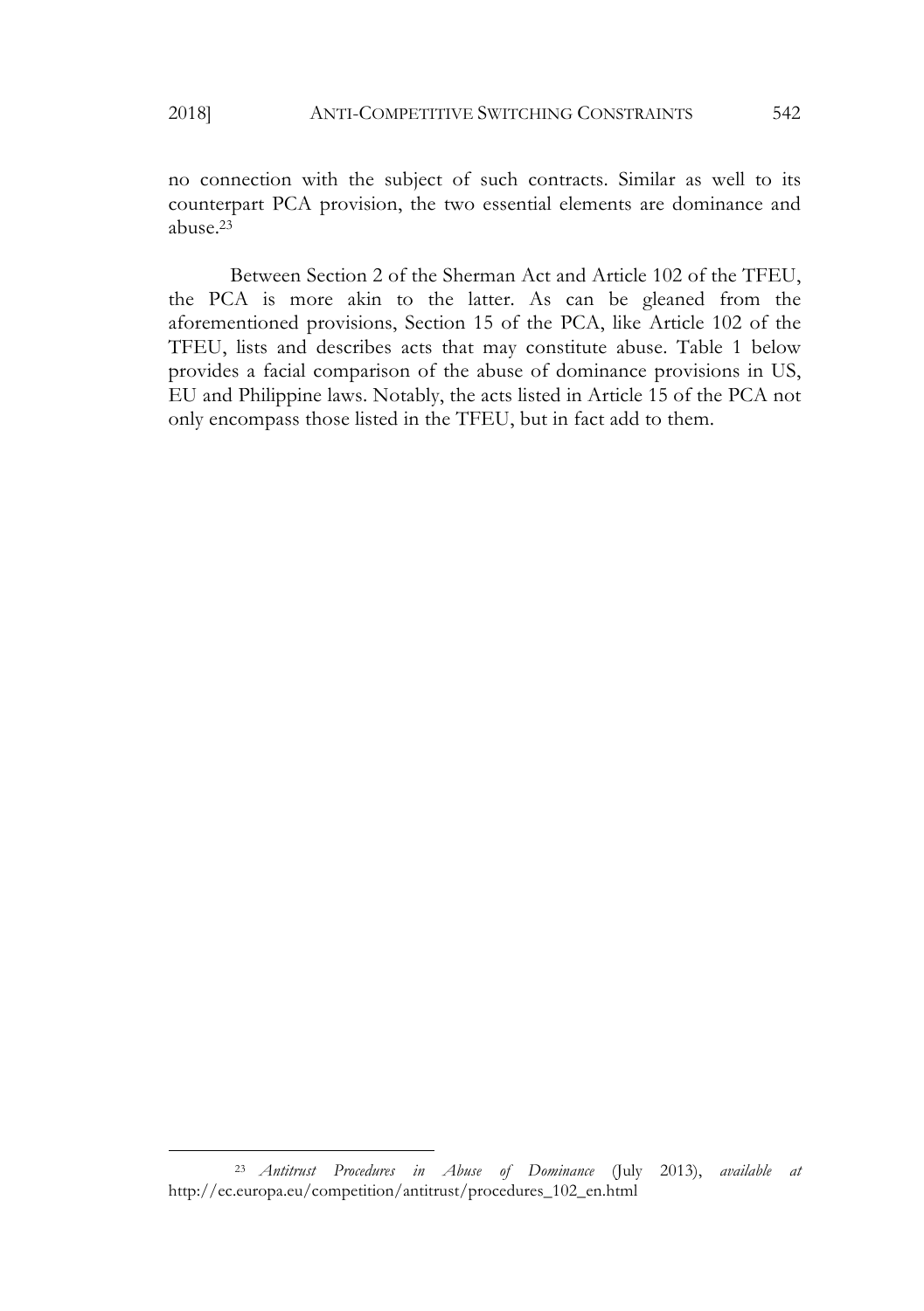no connection with the subject of such contracts. Similar as well to its counterpart PCA provision, the two essential elements are dominance and abuse.[23]

Between Section 2 of the Sherman Act and Article 102 of the TFEU, the PCA is more akin to the latter. As can be gleaned from the aforementioned provisions, Section 15 of the PCA, like Article 102 of the TFEU, lists and describes acts that may constitute abuse. Table 1 below provides a facial comparison of the abuse of dominance provisions in US, EU and Philippine laws. Notably, the acts listed in Article 15 of the PCA not only encompass those listed in the TFEU, but in fact add to them.

---

[23] *Antitrust Procedures in Abuse of Dominance* (July 2013), *available at* http://ec.europa.eu/competition/antitrust/procedures_102_en.html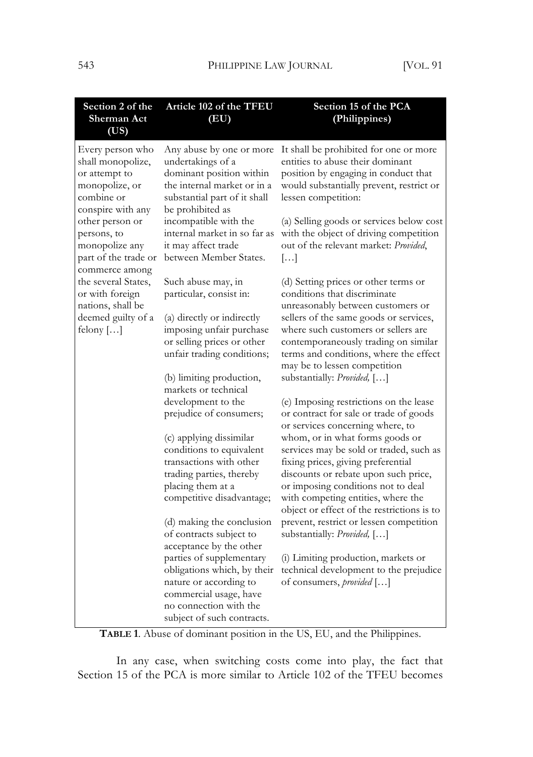| Section 2 of the Sherman Act (US) | Article 102 of the TFEU (EU) | Section 15 of the PCA (Philippines) |
|---|---|---|
| Every person who shall monopolize, or attempt to monopolize, or combine or conspire with any other person or persons, to monopolize any part of the trade or commerce among the several States, or with foreign nations, shall be deemed guilty of a felony […] | Any abuse by one or more undertakings of a dominant position within the internal market or in a substantial part of it shall be prohibited as incompatible with the internal market in so far as it may affect trade between Member States.<br><br>Such abuse may, in particular, consist in:<br><br>(a) directly or indirectly imposing unfair purchase or selling prices or other unfair trading conditions;<br><br>(b) limiting production, markets or technical development to the prejudice of consumers;<br><br>(c) applying dissimilar conditions to equivalent transactions with other trading parties, thereby placing them at a competitive disadvantage;<br><br>(d) making the conclusion of contracts subject to acceptance by the other parties of supplementary obligations which, by their nature or according to commercial usage, have no connection with the subject of such contracts. | It shall be prohibited for one or more entities to abuse their dominant position by engaging in conduct that would substantially prevent, restrict or lessen competition:<br><br>(a) Selling goods or services below cost with the object of driving competition out of the relevant market: *Provided*, […]<br><br>(d) Setting prices or other terms or conditions that discriminate unreasonably between customers or sellers of the same goods or services, where such customers or sellers are contemporaneously trading on similar terms and conditions, where the effect may be to lessen competition substantially: *Provided,* […]<br><br>(e) Imposing restrictions on the lease or contract for sale or trade of goods or services concerning where, to whom, or in what forms goods or services may be sold or traded, such as fixing prices, giving preferential discounts or rebate upon such price, or imposing conditions not to deal with competing entities, where the object or effect of the restrictions is to prevent, restrict or lessen competition substantially: *Provided,* […]<br><br>(i) Limiting production, markets or technical development to the prejudice of consumers, *provided* […] |

**TABLE 1**. Abuse of dominant position in the US, EU, and the Philippines.

In any case, when switching costs come into play, the fact that Section 15 of the PCA is more similar to Article 102 of the TFEU becomes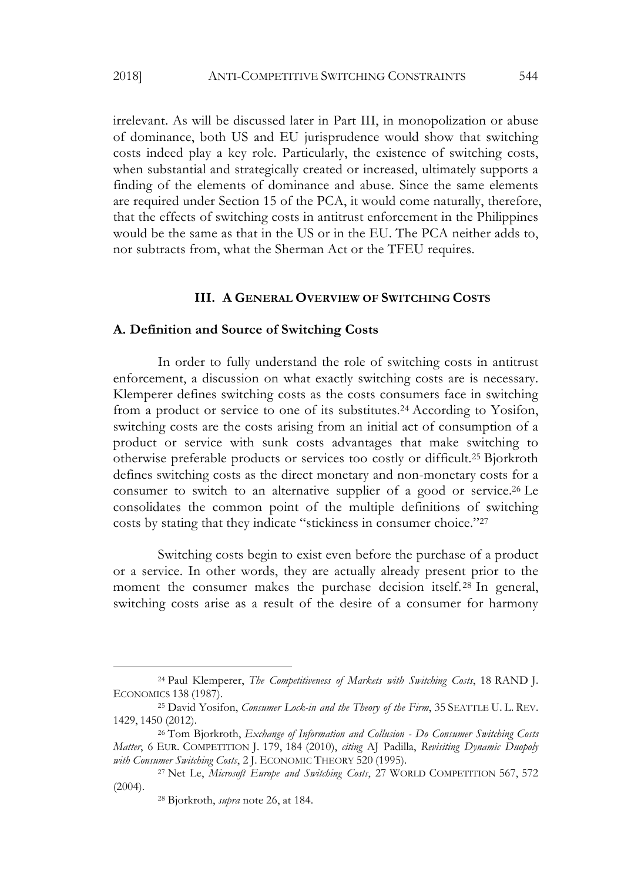irrelevant. As will be discussed later in Part III, in monopolization or abuse of dominance, both US and EU jurisprudence would show that switching costs indeed play a key role. Particularly, the existence of switching costs, when substantial and strategically created or increased, ultimately supports a finding of the elements of dominance and abuse. Since the same elements are required under Section 15 of the PCA, it would come naturally, therefore, that the effects of switching costs in antitrust enforcement in the Philippines would be the same as that in the US or in the EU. The PCA neither adds to, nor subtracts from, what the Sherman Act or the TFEU requires.

## III. A General Overview of Switching Costs

### A. Definition and Source of Switching Costs

In order to fully understand the role of switching costs in antitrust enforcement, a discussion on what exactly switching costs are is necessary. Klemperer defines switching costs as the costs consumers face in switching from a product or service to one of its substitutes.[24] According to Yosifon, switching costs are the costs arising from an initial act of consumption of a product or service with sunk costs advantages that make switching to otherwise preferable products or services too costly or difficult.[25] Bjorkroth defines switching costs as the direct monetary and non-monetary costs for a consumer to switch to an alternative supplier of a good or service.[26] Le consolidates the common point of the multiple definitions of switching costs by stating that they indicate "stickiness in consumer choice."[27]

Switching costs begin to exist even before the purchase of a product or a service. In other words, they are actually already present prior to the moment the consumer makes the purchase decision itself.[28] In general, switching costs arise as a result of the desire of a consumer for harmony

---

[24] Paul Klemperer, *The Competitiveness of Markets with Switching Costs*, 18 RAND J. ECONOMICS 138 (1987).

[25] David Yosifon, *Consumer Lock-in and the Theory of the Firm*, 35 SEATTLE U. L. REV. 1429, 1450 (2012).

[26] Tom Bjorkroth, *Exchange of Information and Collusion - Do Consumer Switching Costs Matter*, 6 EUR. COMPETITION J. 179, 184 (2010), *citing* AJ Padilla, *Revisiting Dynamic Duopoly with Consumer Switching Costs*, 2 J. ECONOMIC THEORY 520 (1995).

[27] Net Le, *Microsoft Europe and Switching Costs*, 27 WORLD COMPETITION 567, 572 (2004).

[28] Bjorkroth, *supra* note 26, at 184.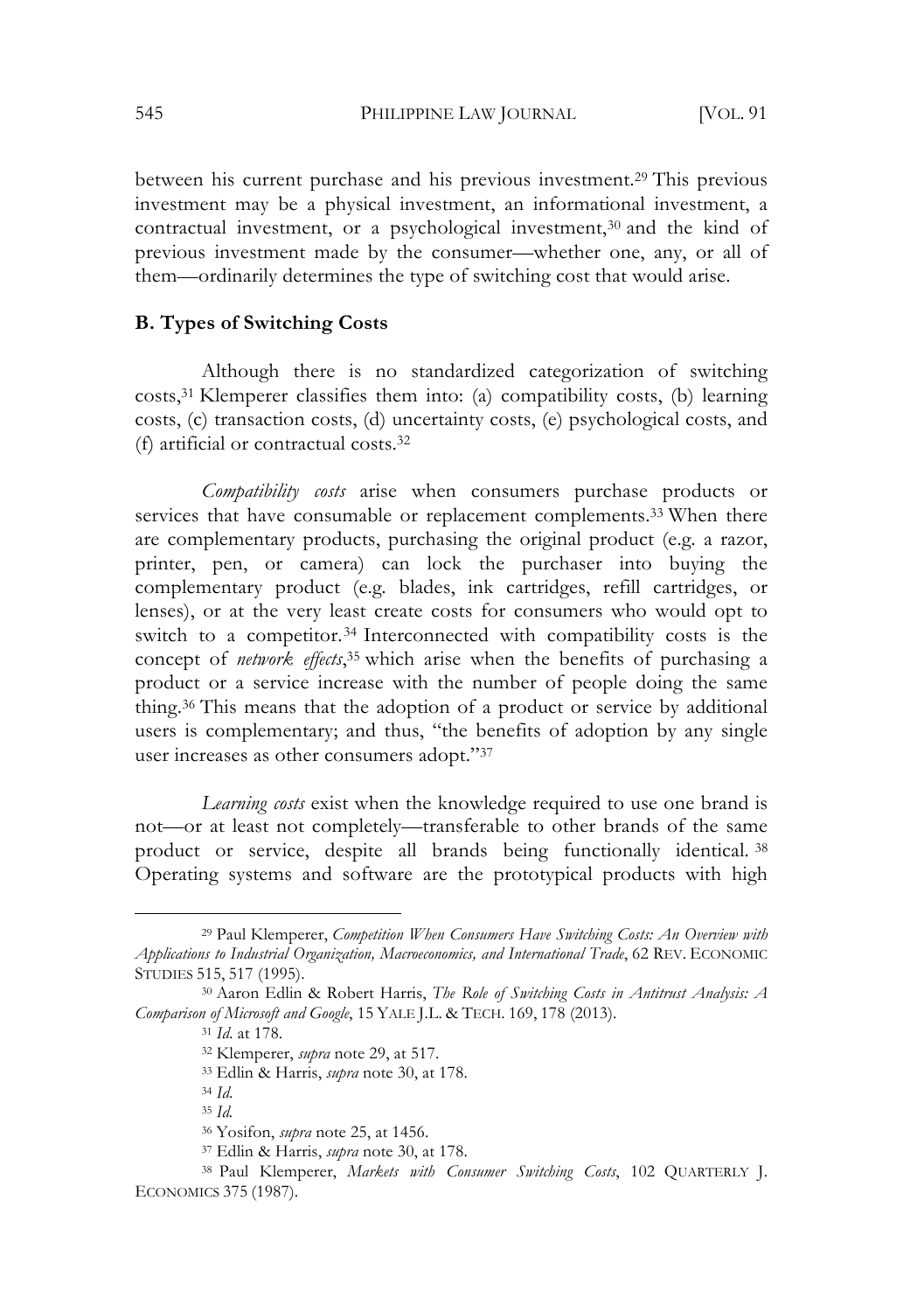between his current purchase and his previous investment.[29] This previous investment may be a physical investment, an informational investment, a contractual investment, or a psychological investment,[30] and the kind of previous investment made by the consumer—whether one, any, or all of them—ordinarily determines the type of switching cost that would arise.

**B. Types of Switching Costs**

Although there is no standardized categorization of switching costs,[31] Klemperer classifies them into: (a) compatibility costs, (b) learning costs, (c) transaction costs, (d) uncertainty costs, (e) psychological costs, and (f) artificial or contractual costs.[32]

*Compatibility costs* arise when consumers purchase products or services that have consumable or replacement complements.[33] When there are complementary products, purchasing the original product (e.g. a razor, printer, pen, or camera) can lock the purchaser into buying the complementary product (e.g. blades, ink cartridges, refill cartridges, or lenses), or at the very least create costs for consumers who would opt to switch to a competitor.[34] Interconnected with compatibility costs is the concept of *network effects*,[35] which arise when the benefits of purchasing a product or a service increase with the number of people doing the same thing.[36] This means that the adoption of a product or service by additional users is complementary; and thus, "the benefits of adoption by any single user increases as other consumers adopt."[37]

*Learning costs* exist when the knowledge required to use one brand is not—or at least not completely—transferable to other brands of the same product or service, despite all brands being functionally identical.[38] Operating systems and software are the prototypical products with high

---

[29] Paul Klemperer, *Competition When Consumers Have Switching Costs: An Overview with Applications to Industrial Organization, Macroeconomics, and International Trade*, 62 REV. ECONOMIC STUDIES 515, 517 (1995).

[30] Aaron Edlin & Robert Harris, *The Role of Switching Costs in Antitrust Analysis: A Comparison of Microsoft and Google*, 15 YALE J.L. & TECH. 169, 178 (2013).

[31] *Id.* at 178.

[32] Klemperer, *supra* note 29, at 517.

[33] Edlin & Harris, *supra* note 30, at 178.

[34] *Id.*

[35] *Id.*

[36] Yosifon, *supra* note 25, at 1456.

[37] Edlin & Harris, *supra* note 30, at 178.

[38] Paul Klemperer, *Markets with Consumer Switching Costs*, 102 QUARTERLY J. ECONOMICS 375 (1987).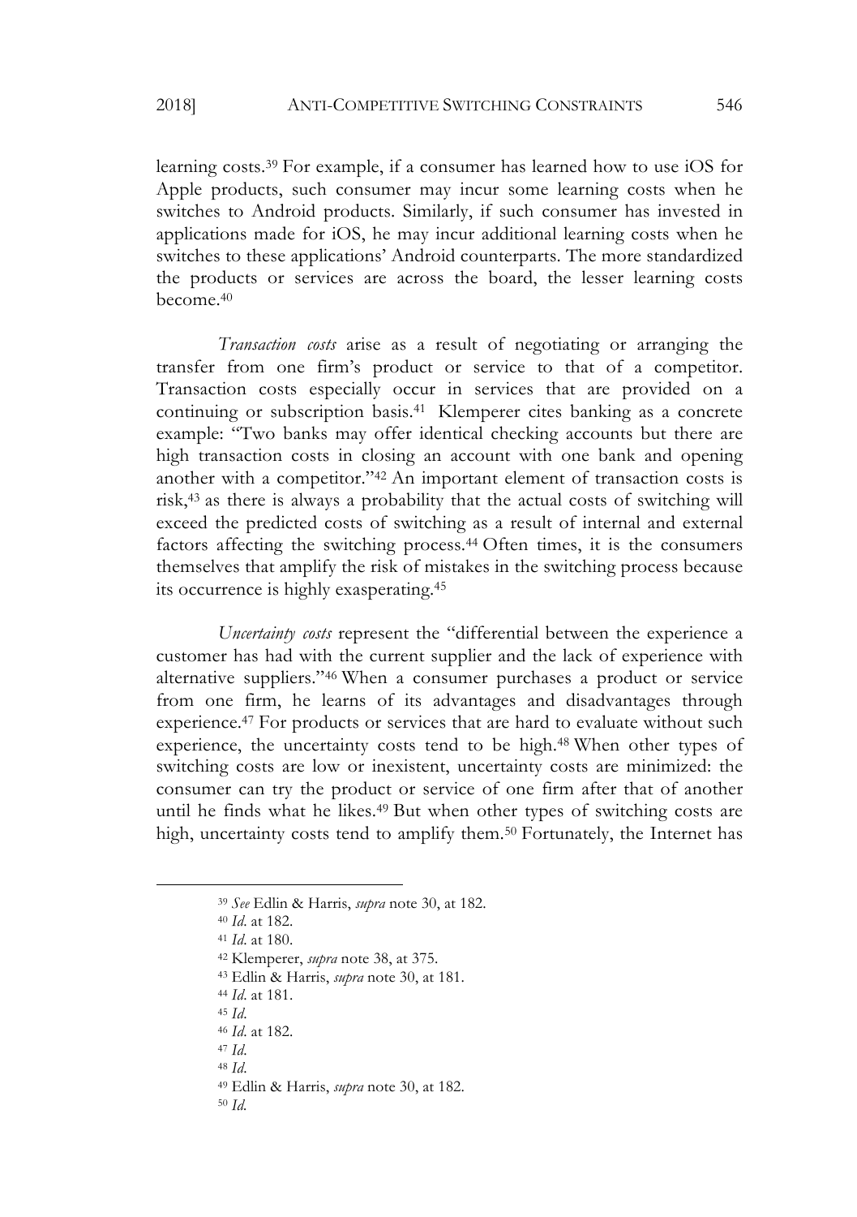learning costs.[39] For example, if a consumer has learned how to use iOS for Apple products, such consumer may incur some learning costs when he switches to Android products. Similarly, if such consumer has invested in applications made for iOS, he may incur additional learning costs when he switches to these applications' Android counterparts. The more standardized the products or services are across the board, the lesser learning costs become.[40]

*Transaction costs* arise as a result of negotiating or arranging the transfer from one firm's product or service to that of a competitor. Transaction costs especially occur in services that are provided on a continuing or subscription basis.[41] Klemperer cites banking as a concrete example: "Two banks may offer identical checking accounts but there are high transaction costs in closing an account with one bank and opening another with a competitor."[42] An important element of transaction costs is risk,[43] as there is always a probability that the actual costs of switching will exceed the predicted costs of switching as a result of internal and external factors affecting the switching process.[44] Often times, it is the consumers themselves that amplify the risk of mistakes in the switching process because its occurrence is highly exasperating.[45]

*Uncertainty costs* represent the "differential between the experience a customer has had with the current supplier and the lack of experience with alternative suppliers."[46] When a consumer purchases a product or service from one firm, he learns of its advantages and disadvantages through experience.[47] For products or services that are hard to evaluate without such experience, the uncertainty costs tend to be high.[48] When other types of switching costs are low or inexistent, uncertainty costs are minimized: the consumer can try the product or service of one firm after that of another until he finds what he likes.[49] But when other types of switching costs are high, uncertainty costs tend to amplify them.[50] Fortunately, the Internet has

---

[39] *See* Edlin & Harris, *supra* note 30, at 182.

[40] *Id*. at 182.

[41] *Id*. at 180.

[42] Klemperer, *supra* note 38, at 375.

[43] Edlin & Harris, *supra* note 30, at 181.

[44] *Id*. at 181.

[45] *Id*.

[46] *Id*. at 182.

[47] *Id*.

[48] *Id*.

[49] Edlin & Harris, *supra* note 30, at 182.

[50] *Id*.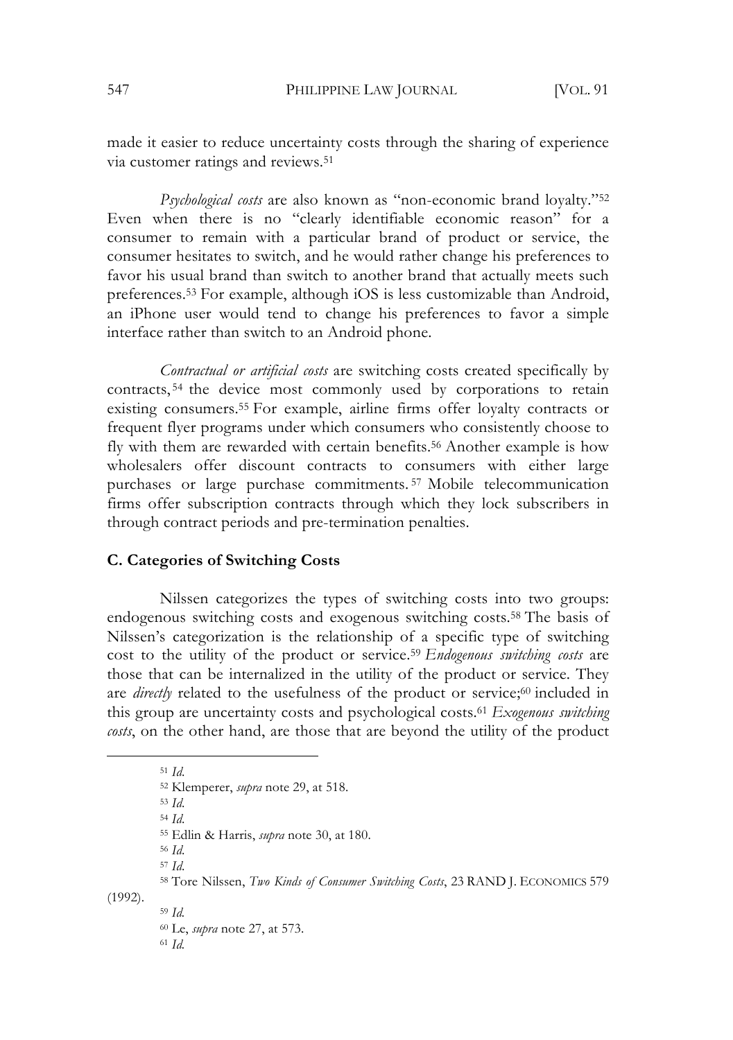made it easier to reduce uncertainty costs through the sharing of experience via customer ratings and reviews.[51]

*Psychological costs* are also known as "non-economic brand loyalty."[52] Even when there is no "clearly identifiable economic reason" for a consumer to remain with a particular brand of product or service, the consumer hesitates to switch, and he would rather change his preferences to favor his usual brand than switch to another brand that actually meets such preferences.[53] For example, although iOS is less customizable than Android, an iPhone user would tend to change his preferences to favor a simple interface rather than switch to an Android phone.

*Contractual or artificial costs* are switching costs created specifically by contracts,[54] the device most commonly used by corporations to retain existing consumers.[55] For example, airline firms offer loyalty contracts or frequent flyer programs under which consumers who consistently choose to fly with them are rewarded with certain benefits.[56] Another example is how wholesalers offer discount contracts to consumers with either large purchases or large purchase commitments.[57] Mobile telecommunication firms offer subscription contracts through which they lock subscribers in through contract periods and pre-termination penalties.

### C. Categories of Switching Costs

Nilssen categorizes the types of switching costs into two groups: endogenous switching costs and exogenous switching costs.[58] The basis of Nilssen's categorization is the relationship of a specific type of switching cost to the utility of the product or service.[59] *Endogenous switching costs* are those that can be internalized in the utility of the product or service. They are *directly* related to the usefulness of the product or service;[60] included in this group are uncertainty costs and psychological costs.[61] *Exogenous switching costs*, on the other hand, are those that are beyond the utility of the product

---

[51] *Id.*

[52] Klemperer, *supra* note 29, at 518.

[53] *Id.*

[54] *Id.*

[55] Edlin & Harris, *supra* note 30, at 180.

[56] *Id.*

[57] *Id.*

[58] Tore Nilssen, *Two Kinds of Consumer Switching Costs*, 23 RAND J. ECONOMICS 579 (1992).

[59] *Id.*

[60] Le, *supra* note 27, at 573.

[61] *Id.*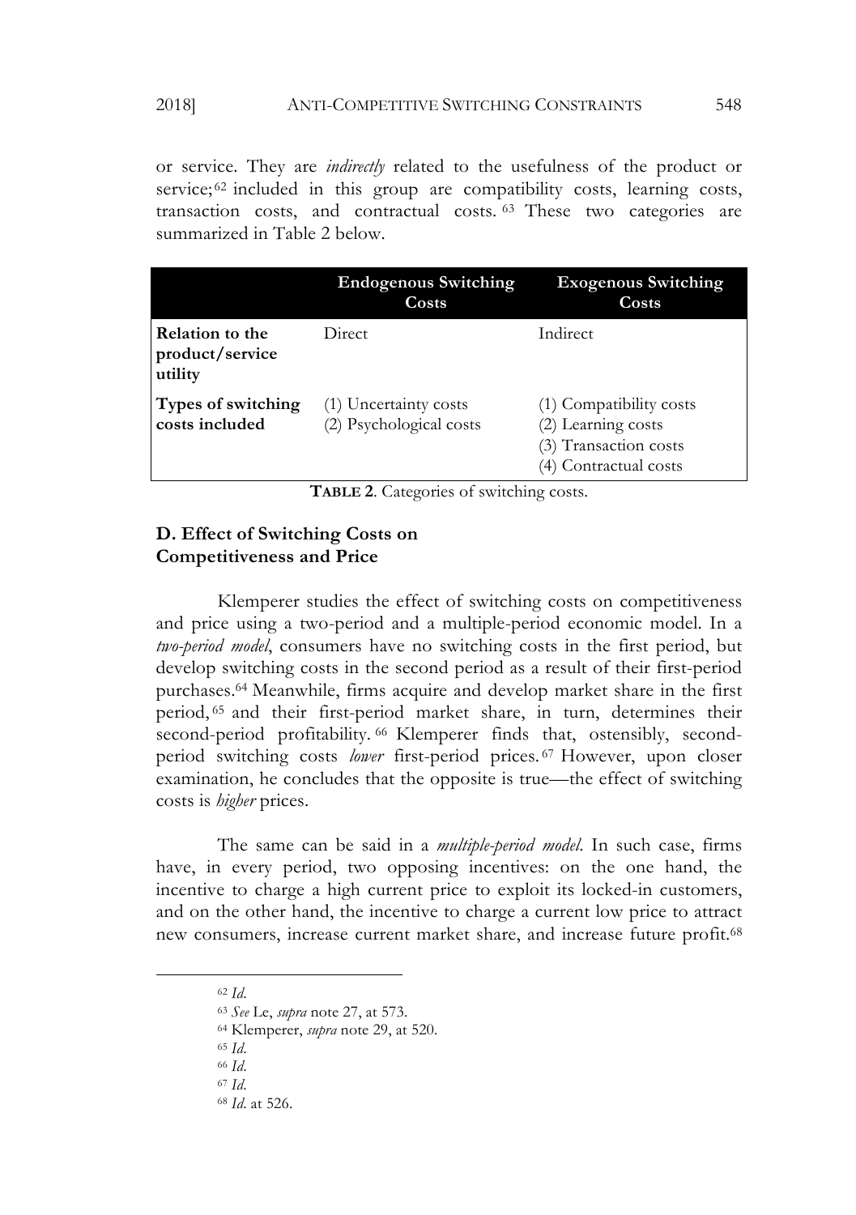or service. They are *indirectly* related to the usefulness of the product or service;[62] included in this group are compatibility costs, learning costs, transaction costs, and contractual costs.[63] These two categories are summarized in Table 2 below.

| | **Endogenous Switching Costs** | **Exogenous Switching Costs** |
|---|---|---|
| **Relation to the product/service utility** | Direct | Indirect |
| **Types of switching costs included** | (1) Uncertainty costs<br>(2) Psychological costs | (1) Compatibility costs<br>(2) Learning costs<br>(3) Transaction costs<br>(4) Contractual costs |

**TABLE 2**. Categories of switching costs.

### D. Effect of Switching Costs on Competitiveness and Price

Klemperer studies the effect of switching costs on competitiveness and price using a two-period and a multiple-period economic model. In a *two-period model*, consumers have no switching costs in the first period, but develop switching costs in the second period as a result of their first-period purchases.[64] Meanwhile, firms acquire and develop market share in the first period,[65] and their first-period market share, in turn, determines their second-period profitability.[66] Klemperer finds that, ostensibly, second-period switching costs *lower* first-period prices.[67] However, upon closer examination, he concludes that the opposite is true—the effect of switching costs is *higher* prices.

The same can be said in a *multiple-period model*. In such case, firms have, in every period, two opposing incentives: on the one hand, the incentive to charge a high current price to exploit its locked-in customers, and on the other hand, the incentive to charge a current low price to attract new consumers, increase current market share, and increase future profit.[68]

---

[62] *Id.*

[63] *See* Le, *supra* note 27, at 573.

[64] Klemperer, *supra* note 29, at 520.

[65] *Id.*

[66] *Id.*

[67] *Id.*

[68] *Id.* at 526.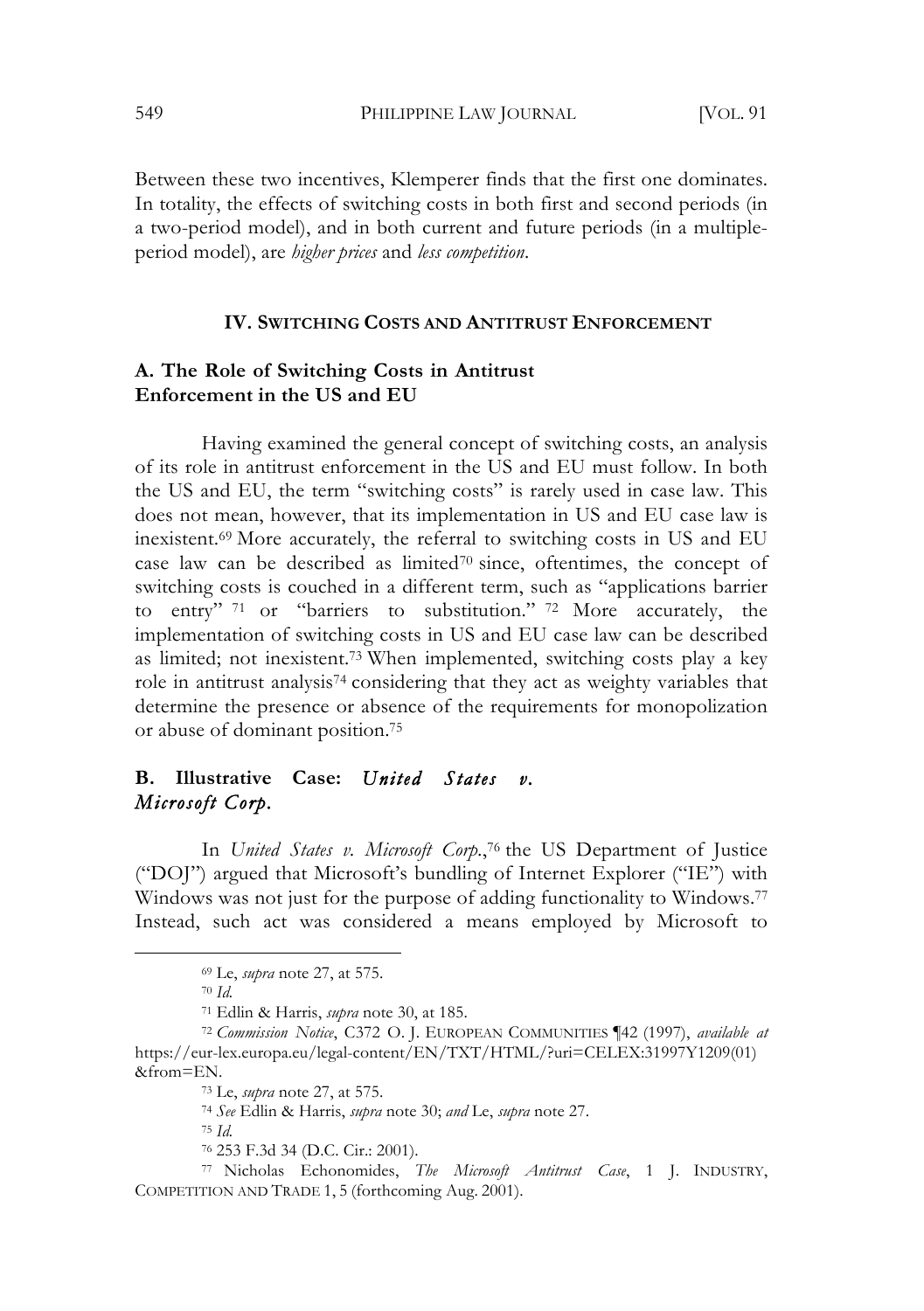Between these two incentives, Klemperer finds that the first one dominates. In totality, the effects of switching costs in both first and second periods (in a two-period model), and in both current and future periods (in a multiple-period model), are *higher prices* and *less competition*.

## IV. SWITCHING COSTS AND ANTITRUST ENFORCEMENT

### A. The Role of Switching Costs in Antitrust Enforcement in the US and EU

Having examined the general concept of switching costs, an analysis of its role in antitrust enforcement in the US and EU must follow. In both the US and EU, the term "switching costs" is rarely used in case law. This does not mean, however, that its implementation in US and EU case law is inexistent.[69] More accurately, the referral to switching costs in US and EU case law can be described as limited[70] since, oftentimes, the concept of switching costs is couched in a different term, such as "applications barrier to entry" [71] or "barriers to substitution." [72] More accurately, the implementation of switching costs in US and EU case law can be described as limited; not inexistent.[73] When implemented, switching costs play a key role in antitrust analysis[74] considering that they act as weighty variables that determine the presence or absence of the requirements for monopolization or abuse of dominant position.[75]

### B. Illustrative Case: *United States v. Microsoft Corp.*

In *United States v. Microsoft Corp.*,[76] the US Department of Justice ("DOJ") argued that Microsoft's bundling of Internet Explorer ("IE") with Windows was not just for the purpose of adding functionality to Windows.[77] Instead, such act was considered a means employed by Microsoft to

---

[69] Le, *supra* note 27, at 575.

[70] *Id.*

[71] Edlin & Harris, *supra* note 30, at 185.

[72] *Commission Notice*, C372 O. J. EUROPEAN COMMUNITIES ¶42 (1997), *available at* https://eur-lex.europa.eu/legal-content/EN/TXT/HTML/?uri=CELEX:31997Y1209(01)&from=EN.

[73] Le, *supra* note 27, at 575.

[74] *See* Edlin & Harris, *supra* note 30; *and* Le, *supra* note 27.

[75] *Id.*

[76] 253 F.3d 34 (D.C. Cir.: 2001).

[77] Nicholas Echonomides, *The Microsoft Antitrust Case*, 1 J. INDUSTRY, COMPETITION AND TRADE 1, 5 (forthcoming Aug. 2001).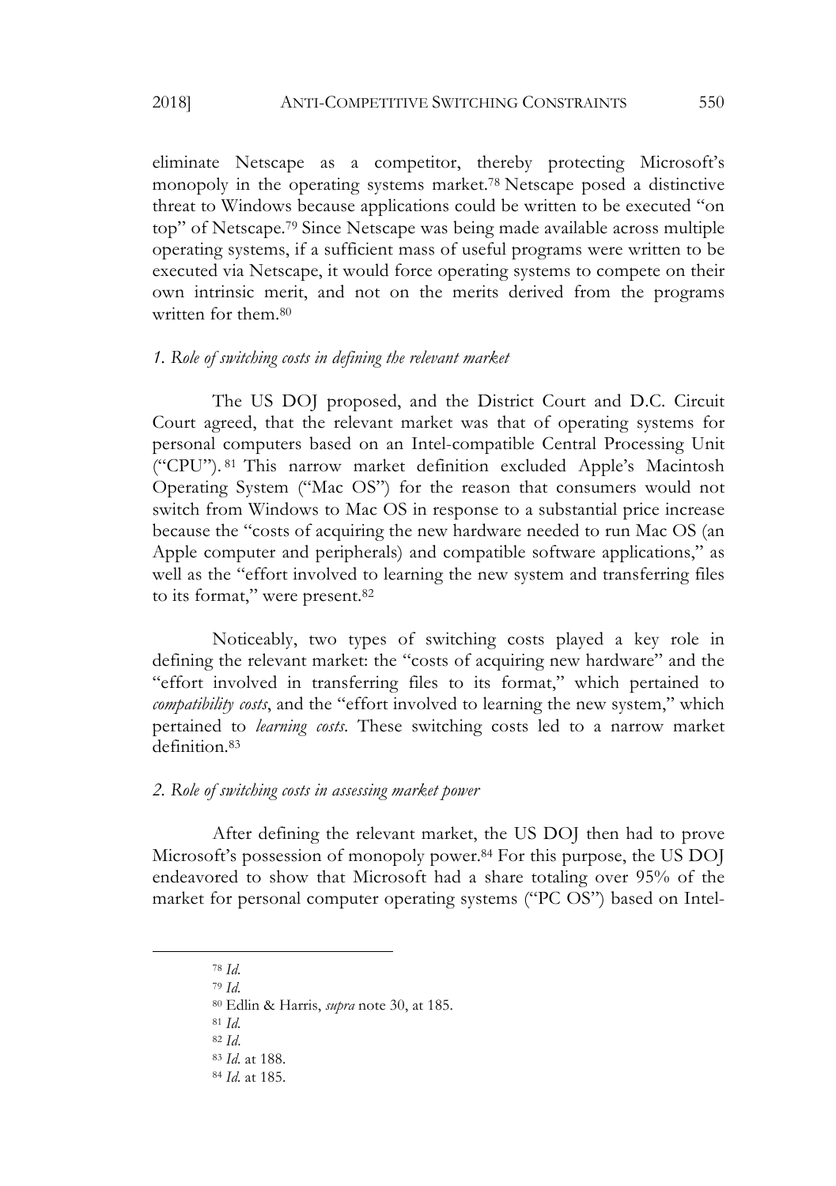eliminate Netscape as a competitor, thereby protecting Microsoft's monopoly in the operating systems market.[78] Netscape posed a distinctive threat to Windows because applications could be written to be executed "on top" of Netscape.[79] Since Netscape was being made available across multiple operating systems, if a sufficient mass of useful programs were written to be executed via Netscape, it would force operating systems to compete on their own intrinsic merit, and not on the merits derived from the programs written for them.[80]

*1. Role of switching costs in defining the relevant market*

The US DOJ proposed, and the District Court and D.C. Circuit Court agreed, that the relevant market was that of operating systems for personal computers based on an Intel-compatible Central Processing Unit ("CPU").[81] This narrow market definition excluded Apple's Macintosh Operating System ("Mac OS") for the reason that consumers would not switch from Windows to Mac OS in response to a substantial price increase because the "costs of acquiring the new hardware needed to run Mac OS (an Apple computer and peripherals) and compatible software applications," as well as the "effort involved to learning the new system and transferring files to its format," were present.[82]

Noticeably, two types of switching costs played a key role in defining the relevant market: the "costs of acquiring new hardware" and the "effort involved in transferring files to its format," which pertained to *compatibility costs*, and the "effort involved to learning the new system," which pertained to *learning costs*. These switching costs led to a narrow market definition.[83]

*2. Role of switching costs in assessing market power*

After defining the relevant market, the US DOJ then had to prove Microsoft's possession of monopoly power.[84] For this purpose, the US DOJ endeavored to show that Microsoft had a share totaling over 95% of the market for personal computer operating systems ("PC OS") based on Intel-

---

[78] *Id.*

[79] *Id.*

[80] Edlin & Harris, *supra* note 30, at 185.

[81] *Id.*

[82] *Id.*

[83] *Id.* at 188.

[84] *Id.* at 185.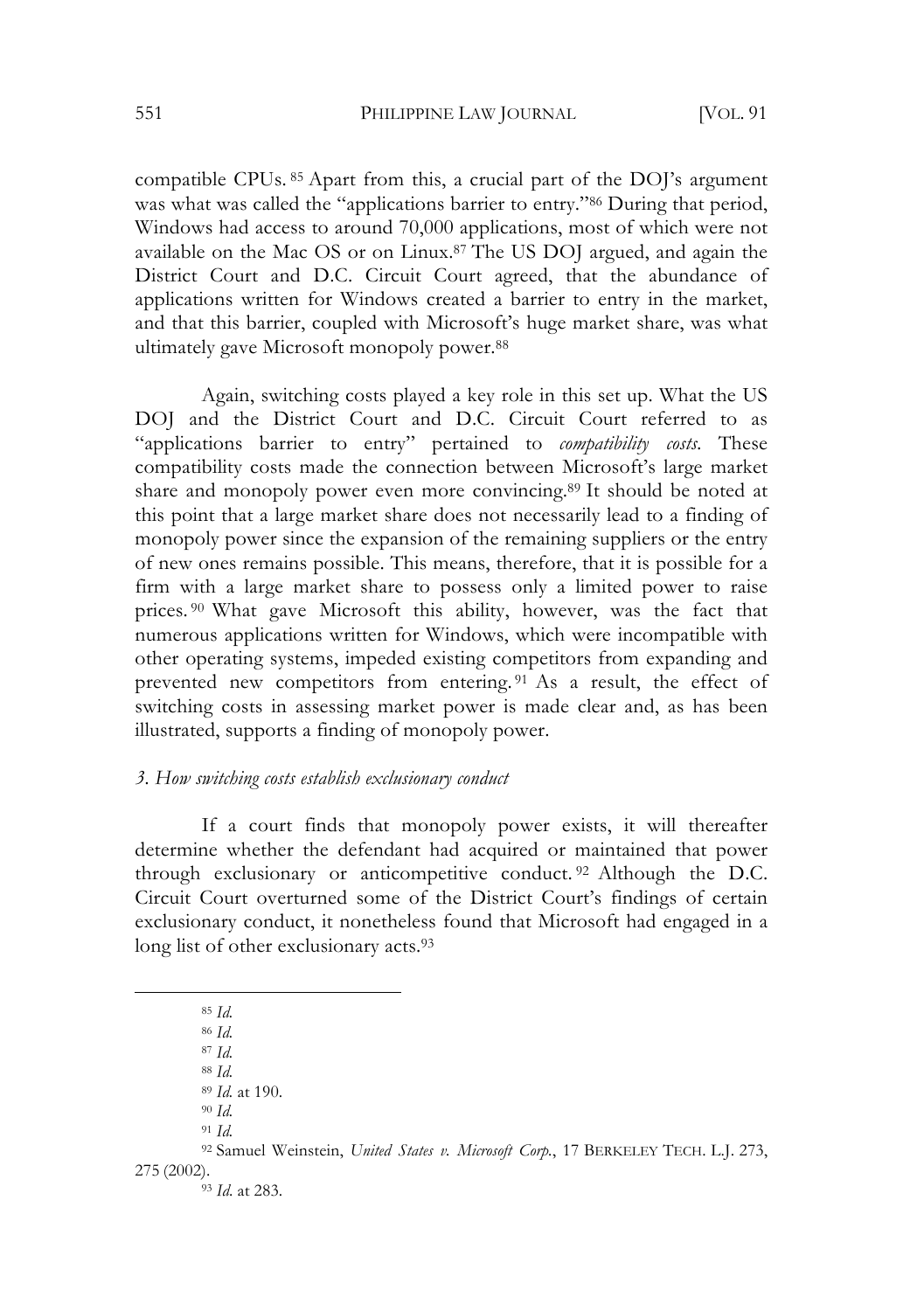compatible CPUs.[85] Apart from this, a crucial part of the DOJ's argument was what was called the "applications barrier to entry."[86] During that period, Windows had access to around 70,000 applications, most of which were not available on the Mac OS or on Linux.[87] The US DOJ argued, and again the District Court and D.C. Circuit Court agreed, that the abundance of applications written for Windows created a barrier to entry in the market, and that this barrier, coupled with Microsoft's huge market share, was what ultimately gave Microsoft monopoly power.[88]

Again, switching costs played a key role in this set up. What the US DOJ and the District Court and D.C. Circuit Court referred to as "applications barrier to entry" pertained to *compatibility costs*. These compatibility costs made the connection between Microsoft's large market share and monopoly power even more convincing.[89] It should be noted at this point that a large market share does not necessarily lead to a finding of monopoly power since the expansion of the remaining suppliers or the entry of new ones remains possible. This means, therefore, that it is possible for a firm with a large market share to possess only a limited power to raise prices.[90] What gave Microsoft this ability, however, was the fact that numerous applications written for Windows, which were incompatible with other operating systems, impeded existing competitors from expanding and prevented new competitors from entering.[91] As a result, the effect of switching costs in assessing market power is made clear and, as has been illustrated, supports a finding of monopoly power.

### *3. How switching costs establish exclusionary conduct*

If a court finds that monopoly power exists, it will thereafter determine whether the defendant had acquired or maintained that power through exclusionary or anticompetitive conduct.[92] Although the D.C. Circuit Court overturned some of the District Court's findings of certain exclusionary conduct, it nonetheless found that Microsoft had engaged in a long list of other exclusionary acts.[93]

---

[85] *Id.*

[86] *Id.*

[87] *Id.*

[88] *Id.*

[89] *Id.* at 190.

[90] *Id.*

[91] *Id.*

[92] Samuel Weinstein, *United States v. Microsoft Corp.*, 17 BERKELEY TECH. L.J. 273, 275 (2002).

[93] *Id.* at 283.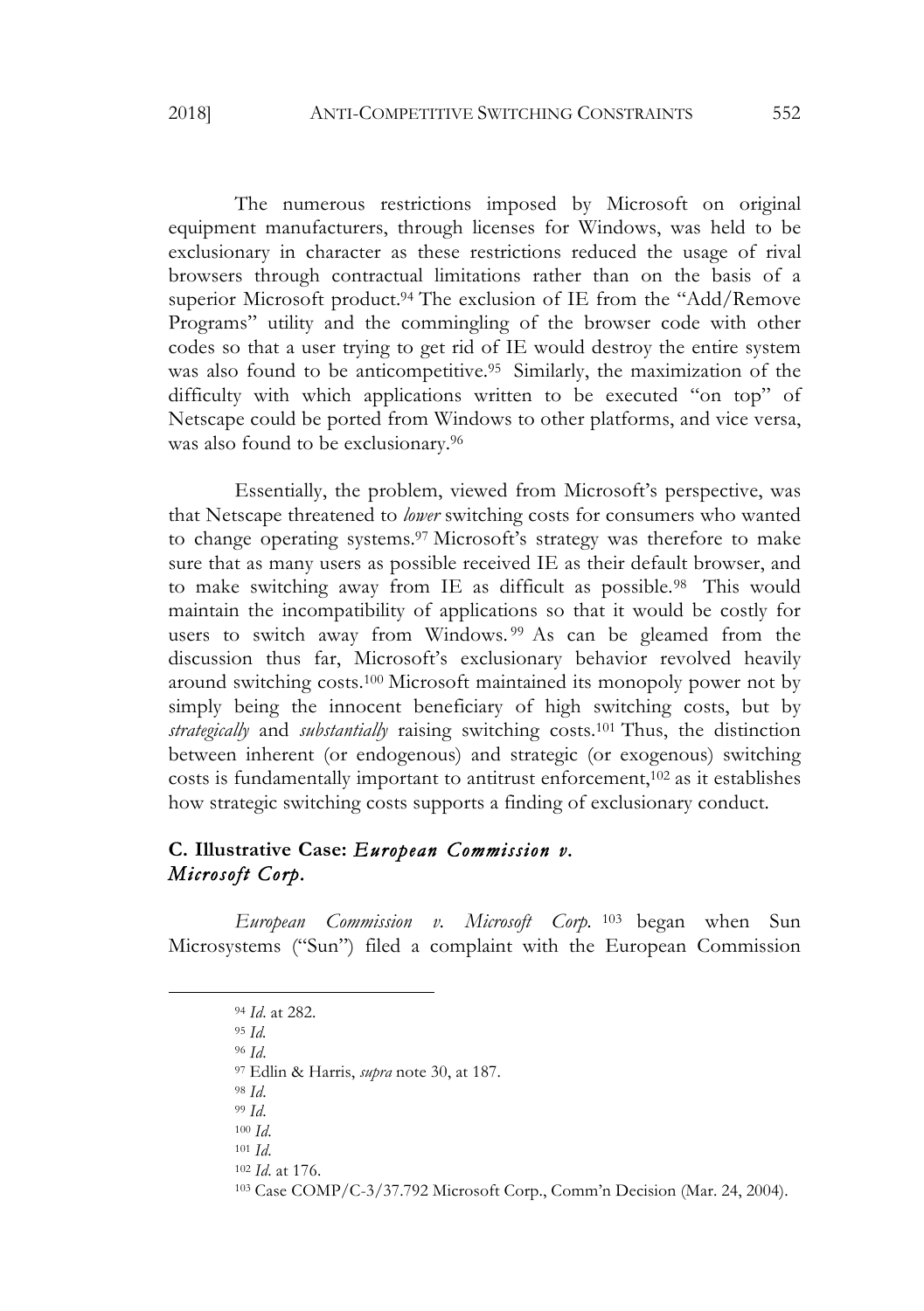The numerous restrictions imposed by Microsoft on original equipment manufacturers, through licenses for Windows, was held to be exclusionary in character as these restrictions reduced the usage of rival browsers through contractual limitations rather than on the basis of a superior Microsoft product.[94] The exclusion of IE from the "Add/Remove Programs" utility and the commingling of the browser code with other codes so that a user trying to get rid of IE would destroy the entire system was also found to be anticompetitive.[95] Similarly, the maximization of the difficulty with which applications written to be executed "on top" of Netscape could be ported from Windows to other platforms, and vice versa, was also found to be exclusionary.[96]

Essentially, the problem, viewed from Microsoft's perspective, was that Netscape threatened to *lower* switching costs for consumers who wanted to change operating systems.[97] Microsoft's strategy was therefore to make sure that as many users as possible received IE as their default browser, and to make switching away from IE as difficult as possible.[98] This would maintain the incompatibility of applications so that it would be costly for users to switch away from Windows.[99] As can be gleamed from the discussion thus far, Microsoft's exclusionary behavior revolved heavily around switching costs.[100] Microsoft maintained its monopoly power not by simply being the innocent beneficiary of high switching costs, but by *strategically* and *substantially* raising switching costs.[101] Thus, the distinction between inherent (or endogenous) and strategic (or exogenous) switching costs is fundamentally important to antitrust enforcement,[102] as it establishes how strategic switching costs supports a finding of exclusionary conduct.

### C. Illustrative Case: *European Commission v. Microsoft Corp.*

*European Commission v. Microsoft Corp.*[103] began when Sun Microsystems ("Sun") filed a complaint with the European Commission

---

[94] *Id.* at 282.

[95] *Id.*

[96] *Id.*

[97] Edlin & Harris, *supra* note 30, at 187.

[98] *Id.*

[99] *Id.*

[100] *Id.*

[101] *Id.*

[102] *Id.* at 176.

[103] Case COMP/C-3/37.792 Microsoft Corp., Comm'n Decision (Mar. 24, 2004).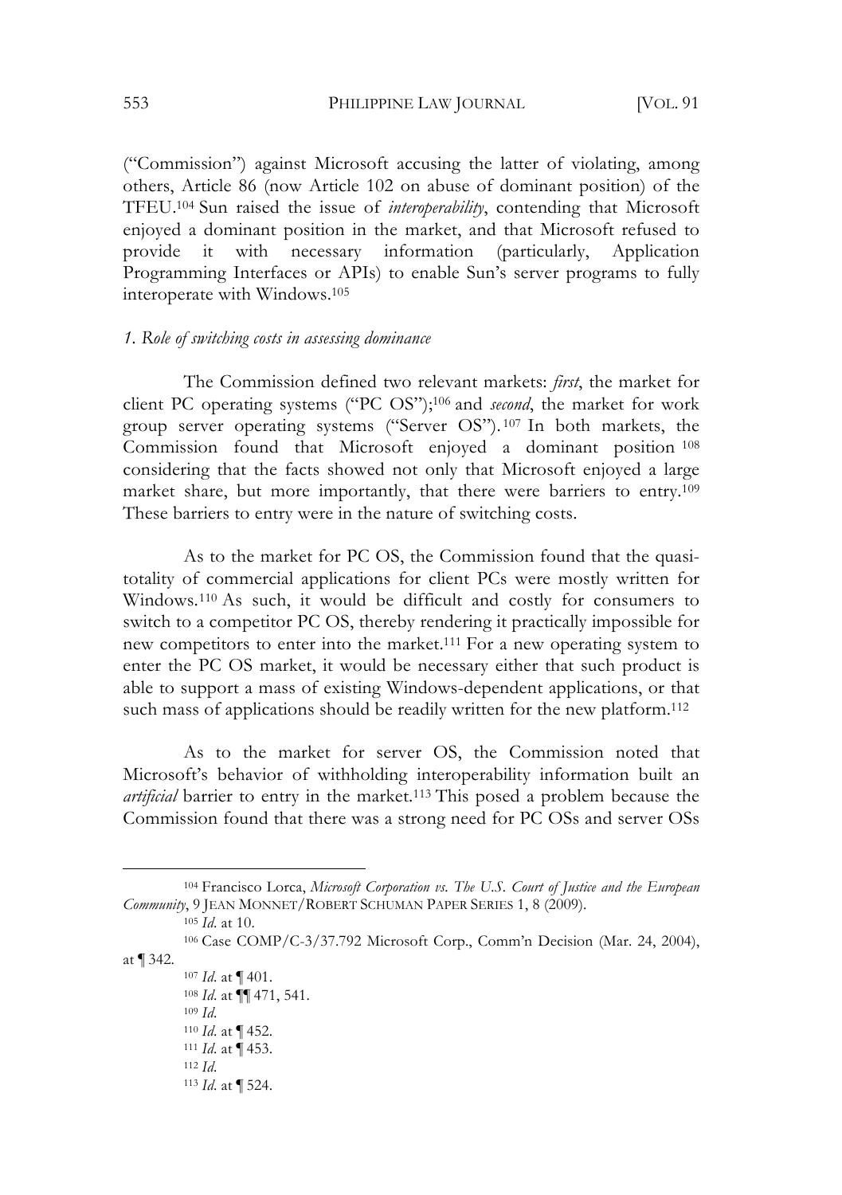("Commission") against Microsoft accusing the latter of violating, among others, Article 86 (now Article 102 on abuse of dominant position) of the TFEU.[104] Sun raised the issue of *interoperability*, contending that Microsoft enjoyed a dominant position in the market, and that Microsoft refused to provide it with necessary information (particularly, Application Programming Interfaces or APIs) to enable Sun's server programs to fully interoperate with Windows.[105]

*1. Role of switching costs in assessing dominance*

The Commission defined two relevant markets: *first*, the market for client PC operating systems ("PC OS");[106] and *second*, the market for work group server operating systems ("Server OS").[107] In both markets, the Commission found that Microsoft enjoyed a dominant position[108] considering that the facts showed not only that Microsoft enjoyed a large market share, but more importantly, that there were barriers to entry.[109] These barriers to entry were in the nature of switching costs.

As to the market for PC OS, the Commission found that the quasi-totality of commercial applications for client PCs were mostly written for Windows.[110] As such, it would be difficult and costly for consumers to switch to a competitor PC OS, thereby rendering it practically impossible for new competitors to enter into the market.[111] For a new operating system to enter the PC OS market, it would be necessary either that such product is able to support a mass of existing Windows-dependent applications, or that such mass of applications should be readily written for the new platform.[112]

As to the market for server OS, the Commission noted that Microsoft's behavior of withholding interoperability information built an *artificial* barrier to entry in the market.[113] This posed a problem because the Commission found that there was a strong need for PC OSs and server OSs

---

[104] Francisco Lorca, *Microsoft Corporation vs. The U.S. Court of Justice and the European Community*, 9 JEAN MONNET/ROBERT SCHUMAN PAPER SERIES 1, 8 (2009).

[105] *Id.* at 10.

[106] Case COMP/C-3/37.792 Microsoft Corp., Comm'n Decision (Mar. 24, 2004), at ¶ 342.

[107] *Id.* at ¶ 401.

[108] *Id.* at ¶¶ 471, 541.

[109] *Id.*

[110] *Id.* at ¶ 452.

[111] *Id.* at ¶ 453.

[112] *Id.*

[113] *Id.* at ¶ 524.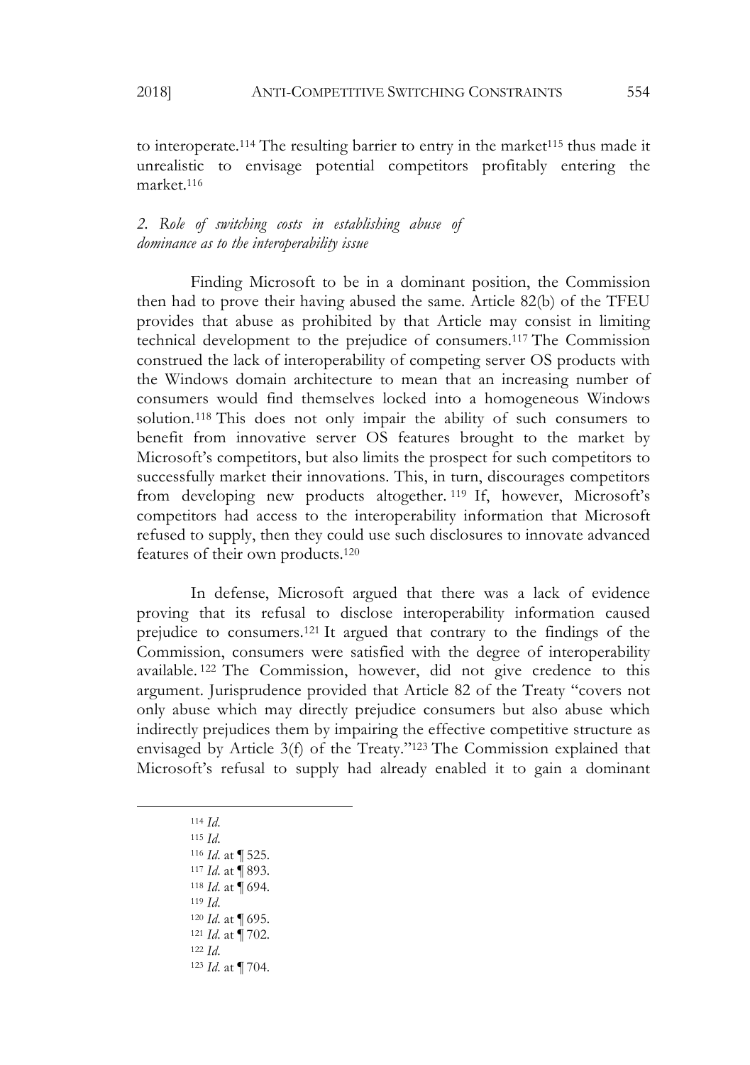to interoperate.[114] The resulting barrier to entry in the market[115] thus made it unrealistic to envisage potential competitors profitably entering the market.[116]

### *2. Role of switching costs in establishing abuse of dominance as to the interoperability issue*

Finding Microsoft to be in a dominant position, the Commission then had to prove their having abused the same. Article 82(b) of the TFEU provides that abuse as prohibited by that Article may consist in limiting technical development to the prejudice of consumers.[117] The Commission construed the lack of interoperability of competing server OS products with the Windows domain architecture to mean that an increasing number of consumers would find themselves locked into a homogeneous Windows solution.[118] This does not only impair the ability of such consumers to benefit from innovative server OS features brought to the market by Microsoft's competitors, but also limits the prospect for such competitors to successfully market their innovations. This, in turn, discourages competitors from developing new products altogether.[119] If, however, Microsoft's competitors had access to the interoperability information that Microsoft refused to supply, then they could use such disclosures to innovate advanced features of their own products.[120]

In defense, Microsoft argued that there was a lack of evidence proving that its refusal to disclose interoperability information caused prejudice to consumers.[121] It argued that contrary to the findings of the Commission, consumers were satisfied with the degree of interoperability available.[122] The Commission, however, did not give credence to this argument. Jurisprudence provided that Article 82 of the Treaty "covers not only abuse which may directly prejudice consumers but also abuse which indirectly prejudices them by impairing the effective competitive structure as envisaged by Article 3(f) of the Treaty."[123] The Commission explained that Microsoft's refusal to supply had already enabled it to gain a dominant

---

[114] *Id.*

[115] *Id.*

[116] *Id.* at ¶ 525.

[117] *Id.* at ¶ 893.

[118] *Id.* at ¶ 694.

[119] *Id.*

[120] *Id.* at ¶ 695.

[121] *Id.* at ¶ 702.

[122] *Id.*

[123] *Id.* at ¶ 704.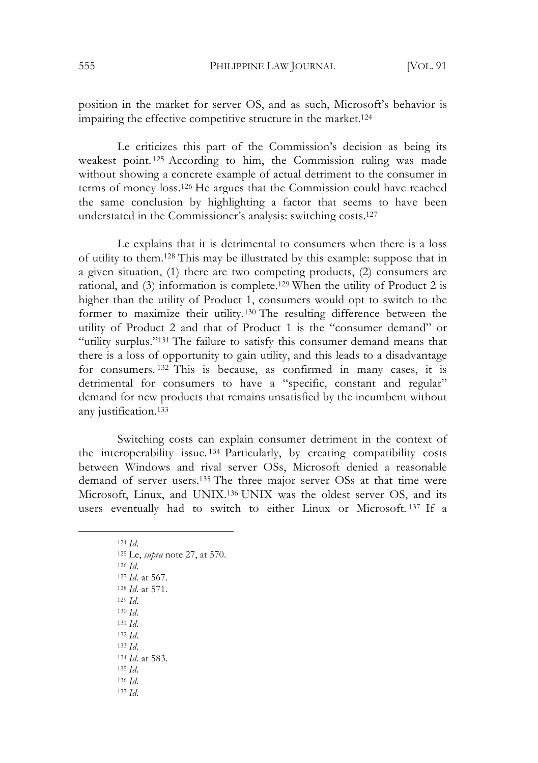position in the market for server OS, and as such, Microsoft's behavior is impairing the effective competitive structure in the market.[124]

Le criticizes this part of the Commission's decision as being its weakest point.[125] According to him, the Commission ruling was made without showing a concrete example of actual detriment to the consumer in terms of money loss.[126] He argues that the Commission could have reached the same conclusion by highlighting a factor that seems to have been understated in the Commissioner's analysis: switching costs.[127]

Le explains that it is detrimental to consumers when there is a loss of utility to them.[128] This may be illustrated by this example: suppose that in a given situation, (1) there are two competing products, (2) consumers are rational, and (3) information is complete.[129] When the utility of Product 2 is higher than the utility of Product 1, consumers would opt to switch to the former to maximize their utility.[130] The resulting difference between the utility of Product 2 and that of Product 1 is the "consumer demand" or "utility surplus."[131] The failure to satisfy this consumer demand means that there is a loss of opportunity to gain utility, and this leads to a disadvantage for consumers.[132] This is because, as confirmed in many cases, it is detrimental for consumers to have a "specific, constant and regular" demand for new products that remains unsatisfied by the incumbent without any justification.[133]

Switching costs can explain consumer detriment in the context of the interoperability issue.[134] Particularly, by creating compatibility costs between Windows and rival server OSs, Microsoft denied a reasonable demand of server users.[135] The three major server OSs at that time were Microsoft, Linux, and UNIX.[136] UNIX was the oldest server OS, and its users eventually had to switch to either Linux or Microsoft.[137] If a

---

[124] *Id.*
[125] Le, *supra* note 27, at 570.
[126] *Id.*
[127] *Id.* at 567.
[128] *Id.* at 571.
[129] *Id.*
[130] *Id.*
[131] *Id.*
[132] *Id.*
[133] *Id.*
[134] *Id.* at 583.
[135] *Id.*
[136] *Id.*
[137] *Id.*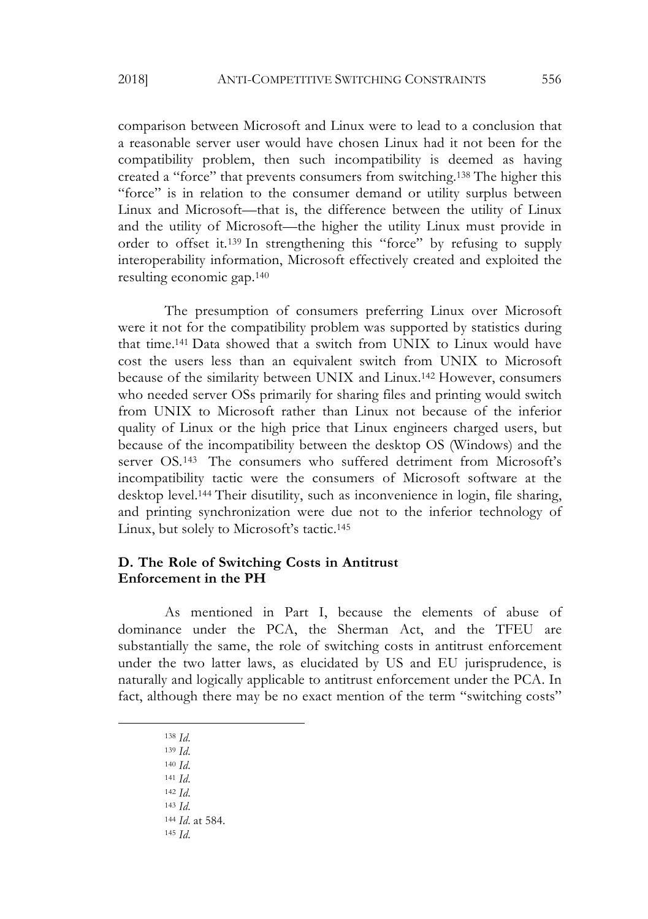comparison between Microsoft and Linux were to lead to a conclusion that a reasonable server user would have chosen Linux had it not been for the compatibility problem, then such incompatibility is deemed as having created a "force" that prevents consumers from switching.[138] The higher this "force" is in relation to the consumer demand or utility surplus between Linux and Microsoft—that is, the difference between the utility of Linux and the utility of Microsoft—the higher the utility Linux must provide in order to offset it.[139] In strengthening this "force" by refusing to supply interoperability information, Microsoft effectively created and exploited the resulting economic gap.[140]

The presumption of consumers preferring Linux over Microsoft were it not for the compatibility problem was supported by statistics during that time.[141] Data showed that a switch from UNIX to Linux would have cost the users less than an equivalent switch from UNIX to Microsoft because of the similarity between UNIX and Linux.[142] However, consumers who needed server OSs primarily for sharing files and printing would switch from UNIX to Microsoft rather than Linux not because of the inferior quality of Linux or the high price that Linux engineers charged users, but because of the incompatibility between the desktop OS (Windows) and the server OS.[143] The consumers who suffered detriment from Microsoft's incompatibility tactic were the consumers of Microsoft software at the desktop level.[144] Their disutility, such as inconvenience in login, file sharing, and printing synchronization were due not to the inferior technology of Linux, but solely to Microsoft's tactic.[145]

### D. The Role of Switching Costs in Antitrust Enforcement in the PH

As mentioned in Part I, because the elements of abuse of dominance under the PCA, the Sherman Act, and the TFEU are substantially the same, the role of switching costs in antitrust enforcement under the two latter laws, as elucidated by US and EU jurisprudence, is naturally and logically applicable to antitrust enforcement under the PCA. In fact, although there may be no exact mention of the term "switching costs"

---

[138] *Id.*

[139] *Id.*

[140] *Id.*

[141] *Id.*

[142] *Id.*

[143] *Id.*

[144] *Id.* at 584.

[145] *Id.*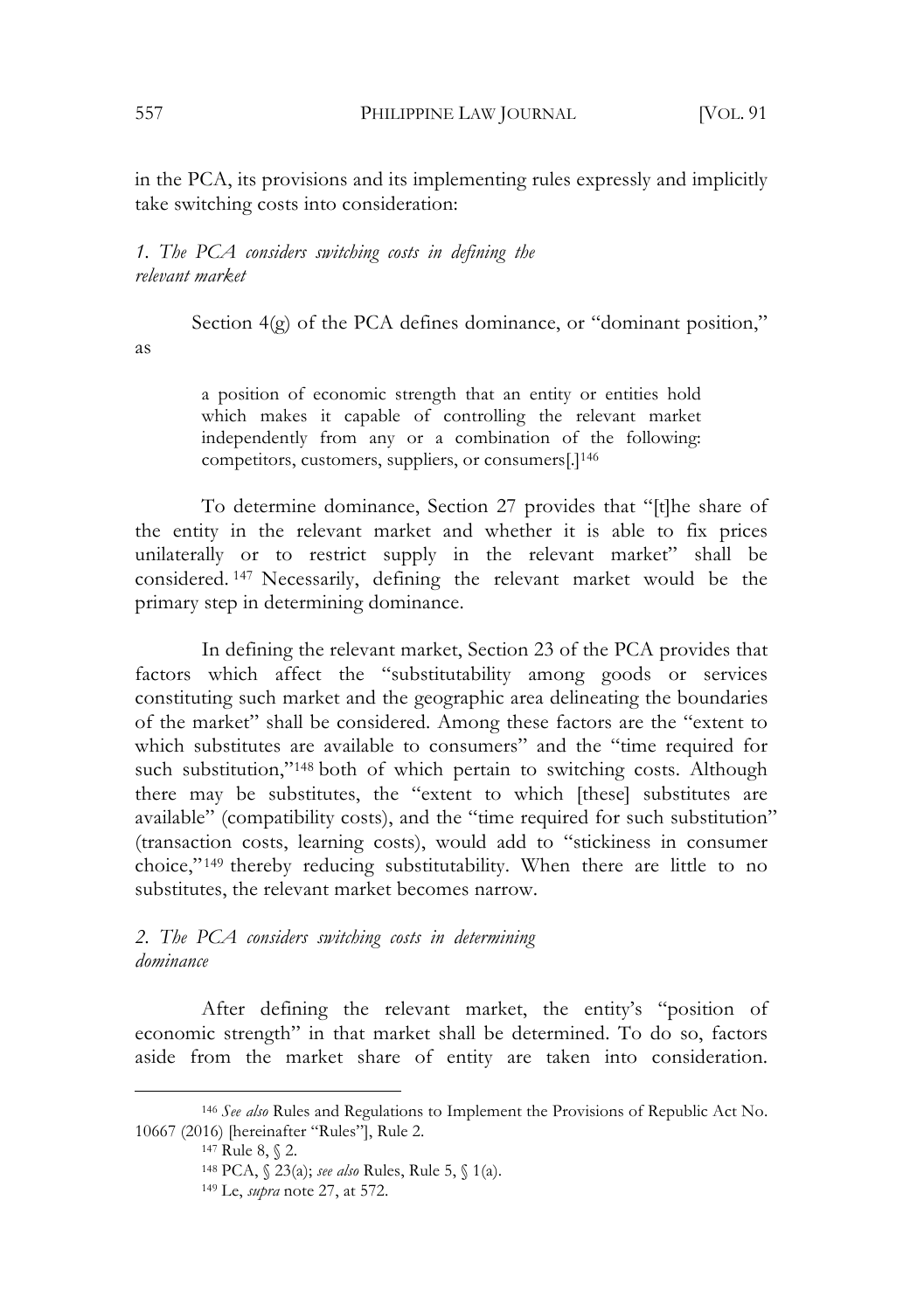in the PCA, its provisions and its implementing rules expressly and implicitly take switching costs into consideration:

*1. The PCA considers switching costs in defining the relevant market*

Section 4(g) of the PCA defines dominance, or "dominant position," as

> a position of economic strength that an entity or entities hold which makes it capable of controlling the relevant market independently from any or a combination of the following: competitors, customers, suppliers, or consumers[.][146]

To determine dominance, Section 27 provides that "[t]he share of the entity in the relevant market and whether it is able to fix prices unilaterally or to restrict supply in the relevant market" shall be considered.[147] Necessarily, defining the relevant market would be the primary step in determining dominance.

In defining the relevant market, Section 23 of the PCA provides that factors which affect the "substitutability among goods or services constituting such market and the geographic area delineating the boundaries of the market" shall be considered. Among these factors are the "extent to which substitutes are available to consumers" and the "time required for such substitution,"[148] both of which pertain to switching costs. Although there may be substitutes, the "extent to which [these] substitutes are available" (compatibility costs), and the "time required for such substitution" (transaction costs, learning costs), would add to "stickiness in consumer choice,"[149] thereby reducing substitutability. When there are little to no substitutes, the relevant market becomes narrow.

*2. The PCA considers switching costs in determining dominance*

After defining the relevant market, the entity's "position of economic strength" in that market shall be determined. To do so, factors aside from the market share of entity are taken into consideration.

---

[146] *See also* Rules and Regulations to Implement the Provisions of Republic Act No. 10667 (2016) [hereinafter "Rules"], Rule 2.

[147] Rule 8, § 2.

[148] PCA, § 23(a); *see also* Rules, Rule 5, § 1(a).

[149] Le, *supra* note 27, at 572.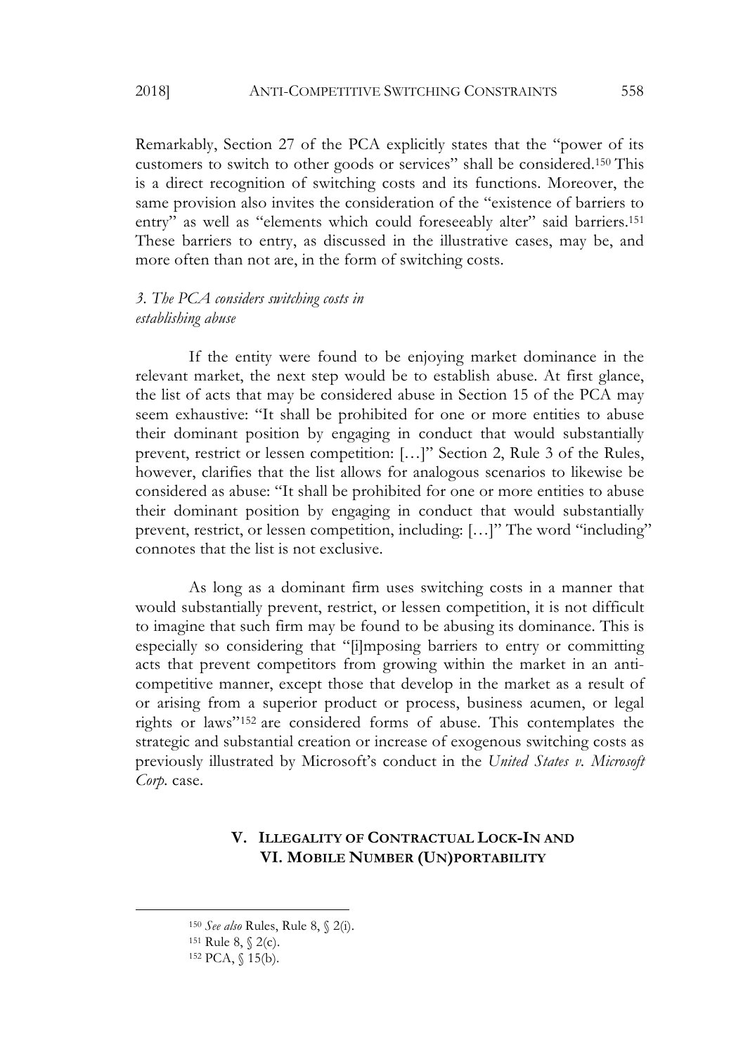Remarkably, Section 27 of the PCA explicitly states that the "power of its customers to switch to other goods or services" shall be considered.[150] This is a direct recognition of switching costs and its functions. Moreover, the same provision also invites the consideration of the "existence of barriers to entry" as well as "elements which could foreseeably alter" said barriers.[151] These barriers to entry, as discussed in the illustrative cases, may be, and more often than not are, in the form of switching costs.

### *3. The PCA considers switching costs in establishing abuse*

If the entity were found to be enjoying market dominance in the relevant market, the next step would be to establish abuse. At first glance, the list of acts that may be considered abuse in Section 15 of the PCA may seem exhaustive: "It shall be prohibited for one or more entities to abuse their dominant position by engaging in conduct that would substantially prevent, restrict or lessen competition: […]" Section 2, Rule 3 of the Rules, however, clarifies that the list allows for analogous scenarios to likewise be considered as abuse: "It shall be prohibited for one or more entities to abuse their dominant position by engaging in conduct that would substantially prevent, restrict, or lessen competition, including: […]" The word "including" connotes that the list is not exclusive.

As long as a dominant firm uses switching costs in a manner that would substantially prevent, restrict, or lessen competition, it is not difficult to imagine that such firm may be found to be abusing its dominance. This is especially so considering that "[i]mposing barriers to entry or committing acts that prevent competitors from growing within the market in an anti-competitive manner, except those that develop in the market as a result of or arising from a superior product or process, business acumen, or legal rights or laws"[152] are considered forms of abuse. This contemplates the strategic and substantial creation or increase of exogenous switching costs as previously illustrated by Microsoft's conduct in the *United States v. Microsoft Corp.* case.

## V. ILLEGALITY OF CONTRACTUAL LOCK-IN AND VI. MOBILE NUMBER (UN)PORTABILITY

---

[150] *See also* Rules, Rule 8, § 2(i).

[151] Rule 8, § 2(c).

[152] PCA, § 15(b).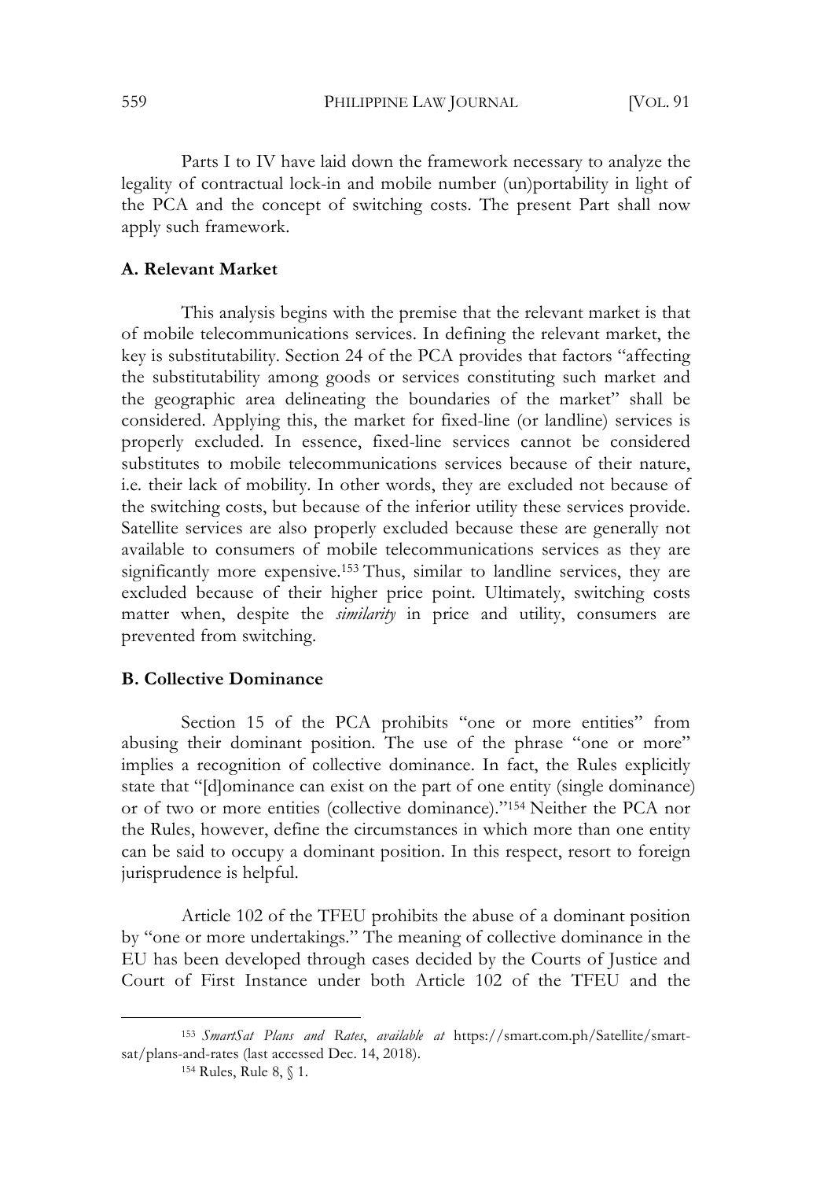Parts I to IV have laid down the framework necessary to analyze the legality of contractual lock-in and mobile number (un)portability in light of the PCA and the concept of switching costs. The present Part shall now apply such framework.

### A. Relevant Market

This analysis begins with the premise that the relevant market is that of mobile telecommunications services. In defining the relevant market, the key is substitutability. Section 24 of the PCA provides that factors "affecting the substitutability among goods or services constituting such market and the geographic area delineating the boundaries of the market" shall be considered. Applying this, the market for fixed-line (or landline) services is properly excluded. In essence, fixed-line services cannot be considered substitutes to mobile telecommunications services because of their nature, i.e. their lack of mobility. In other words, they are excluded not because of the switching costs, but because of the inferior utility these services provide. Satellite services are also properly excluded because these are generally not available to consumers of mobile telecommunications services as they are significantly more expensive.[153] Thus, similar to landline services, they are excluded because of their higher price point. Ultimately, switching costs matter when, despite the *similarity* in price and utility, consumers are prevented from switching.

### B. Collective Dominance

Section 15 of the PCA prohibits "one or more entities" from abusing their dominant position. The use of the phrase "one or more" implies a recognition of collective dominance. In fact, the Rules explicitly state that "[d]ominance can exist on the part of one entity (single dominance) or of two or more entities (collective dominance)."[154] Neither the PCA nor the Rules, however, define the circumstances in which more than one entity can be said to occupy a dominant position. In this respect, resort to foreign jurisprudence is helpful.

Article 102 of the TFEU prohibits the abuse of a dominant position by "one or more undertakings." The meaning of collective dominance in the EU has been developed through cases decided by the Courts of Justice and Court of First Instance under both Article 102 of the TFEU and the

---

[153] *SmartSat Plans and Rates*, *available at* https://smart.com.ph/Satellite/smart-sat/plans-and-rates (last accessed Dec. 14, 2018).

[154] Rules, Rule 8, § 1.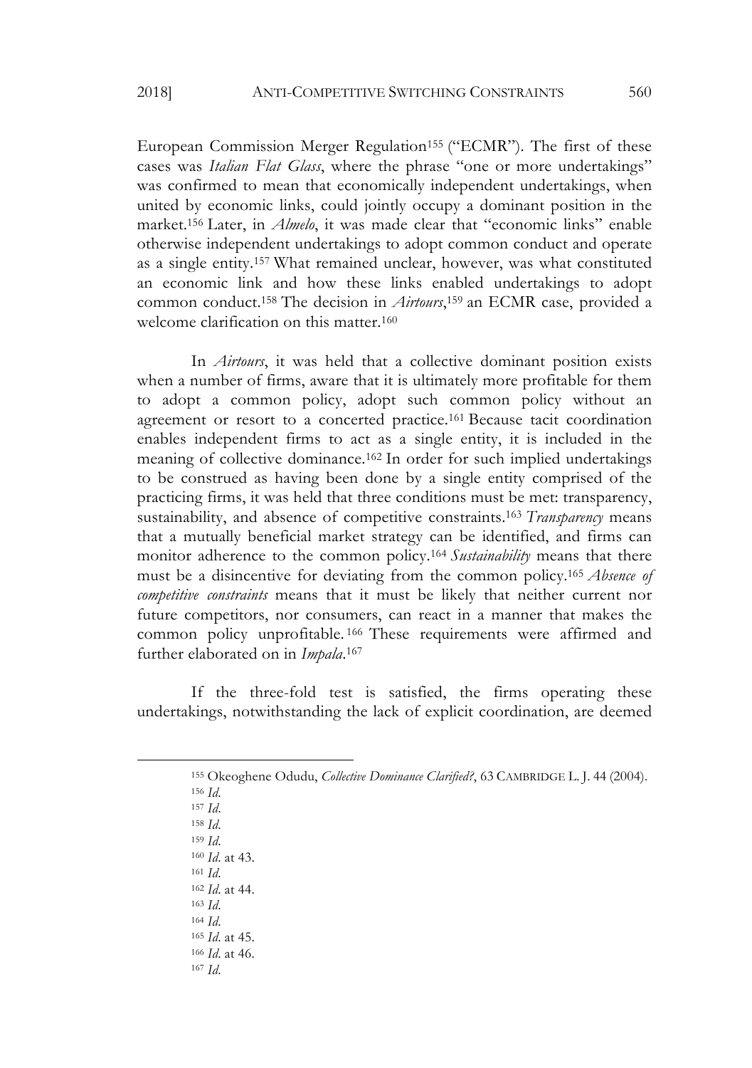European Commission Merger Regulation[155] ("ECMR"). The first of these cases was *Italian Flat Glass*, where the phrase "one or more undertakings" was confirmed to mean that economically independent undertakings, when united by economic links, could jointly occupy a dominant position in the market.[156] Later, in *Almelo*, it was made clear that "economic links" enable otherwise independent undertakings to adopt common conduct and operate as a single entity.[157] What remained unclear, however, was what constituted an economic link and how these links enabled undertakings to adopt common conduct.[158] The decision in *Airtours*,[159] an ECMR case, provided a welcome clarification on this matter.[160]

In *Airtours*, it was held that a collective dominant position exists when a number of firms, aware that it is ultimately more profitable for them to adopt a common policy, adopt such common policy without an agreement or resort to a concerted practice.[161] Because tacit coordination enables independent firms to act as a single entity, it is included in the meaning of collective dominance.[162] In order for such implied undertakings to be construed as having been done by a single entity comprised of the practicing firms, it was held that three conditions must be met: transparency, sustainability, and absence of competitive constraints.[163] *Transparency* means that a mutually beneficial market strategy can be identified, and firms can monitor adherence to the common policy.[164] *Sustainability* means that there must be a disincentive for deviating from the common policy.[165] *Absence of competitive constraints* means that it must be likely that neither current nor future competitors, nor consumers, can react in a manner that makes the common policy unprofitable.[166] These requirements were affirmed and further elaborated on in *Impala*.[167]

If the three-fold test is satisfied, the firms operating these undertakings, notwithstanding the lack of explicit coordination, are deemed

---

[155] Okeoghene Odudu, *Collective Dominance Clarified?*, 63 CAMBRIDGE L. J. 44 (2004).

[156] *Id.*

[157] *Id.*

[158] *Id.*

[159] *Id.*

[160] *Id.* at 43.

[161] *Id.*

[162] *Id.* at 44.

[163] *Id.*

[164] *Id.*

[165] *Id.* at 45.

[166] *Id.* at 46.

[167] *Id.*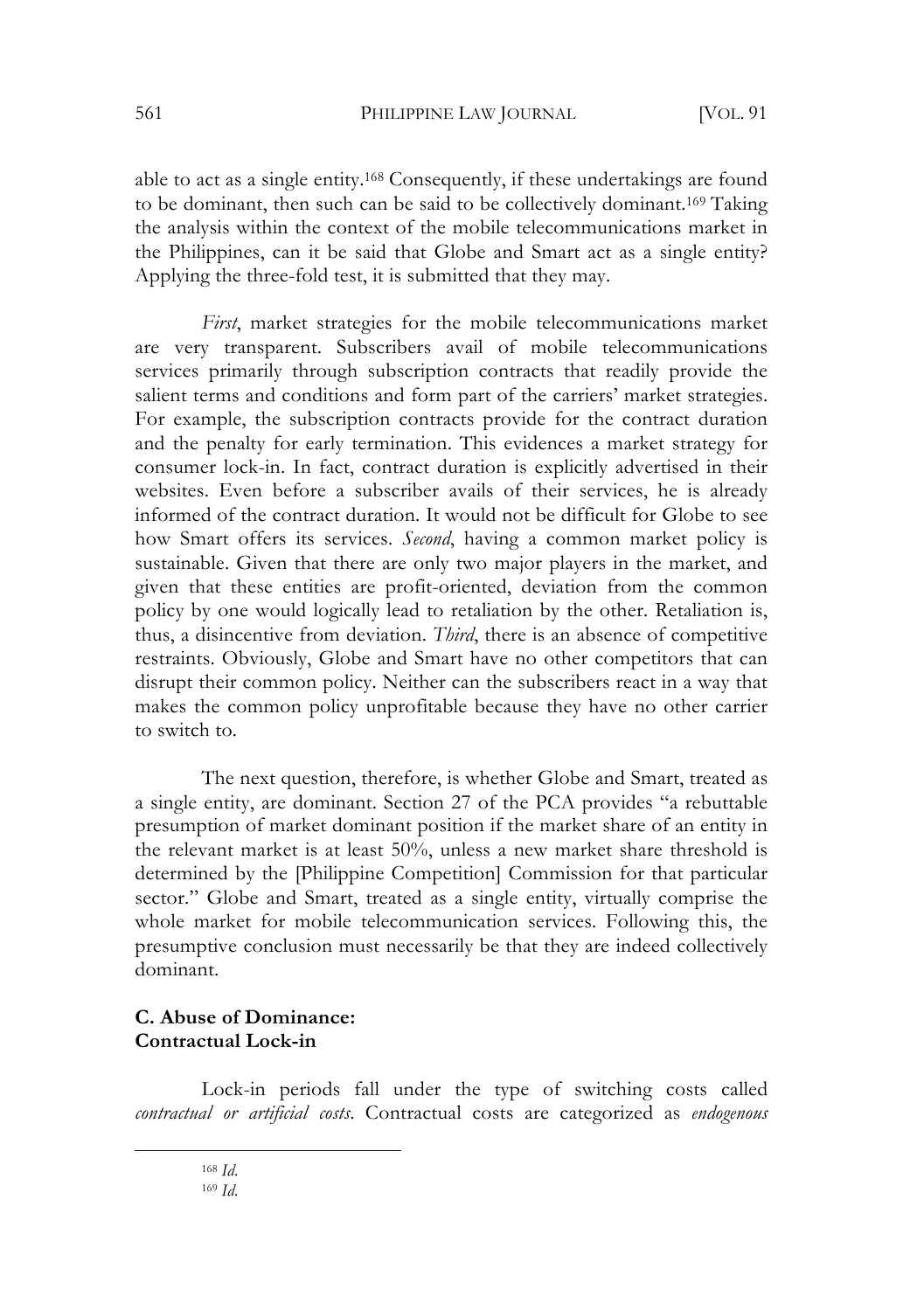able to act as a single entity.[168] Consequently, if these undertakings are found to be dominant, then such can be said to be collectively dominant.[169] Taking the analysis within the context of the mobile telecommunications market in the Philippines, can it be said that Globe and Smart act as a single entity? Applying the three-fold test, it is submitted that they may.

*First*, market strategies for the mobile telecommunications market are very transparent. Subscribers avail of mobile telecommunications services primarily through subscription contracts that readily provide the salient terms and conditions and form part of the carriers' market strategies. For example, the subscription contracts provide for the contract duration and the penalty for early termination. This evidences a market strategy for consumer lock-in. In fact, contract duration is explicitly advertised in their websites. Even before a subscriber avails of their services, he is already informed of the contract duration. It would not be difficult for Globe to see how Smart offers its services. *Second*, having a common market policy is sustainable. Given that there are only two major players in the market, and given that these entities are profit-oriented, deviation from the common policy by one would logically lead to retaliation by the other. Retaliation is, thus, a disincentive from deviation. *Third*, there is an absence of competitive restraints. Obviously, Globe and Smart have no other competitors that can disrupt their common policy. Neither can the subscribers react in a way that makes the common policy unprofitable because they have no other carrier to switch to.

The next question, therefore, is whether Globe and Smart, treated as a single entity, are dominant. Section 27 of the PCA provides "a rebuttable presumption of market dominant position if the market share of an entity in the relevant market is at least 50%, unless a new market share threshold is determined by the [Philippine Competition] Commission for that particular sector." Globe and Smart, treated as a single entity, virtually comprise the whole market for mobile telecommunication services. Following this, the presumptive conclusion must necessarily be that they are indeed collectively dominant.

### C. Abuse of Dominance: Contractual Lock-in

Lock-in periods fall under the type of switching costs called *contractual or artificial costs*. Contractual costs are categorized as *endogenous*

---

[168] *Id.*

[169] *Id.*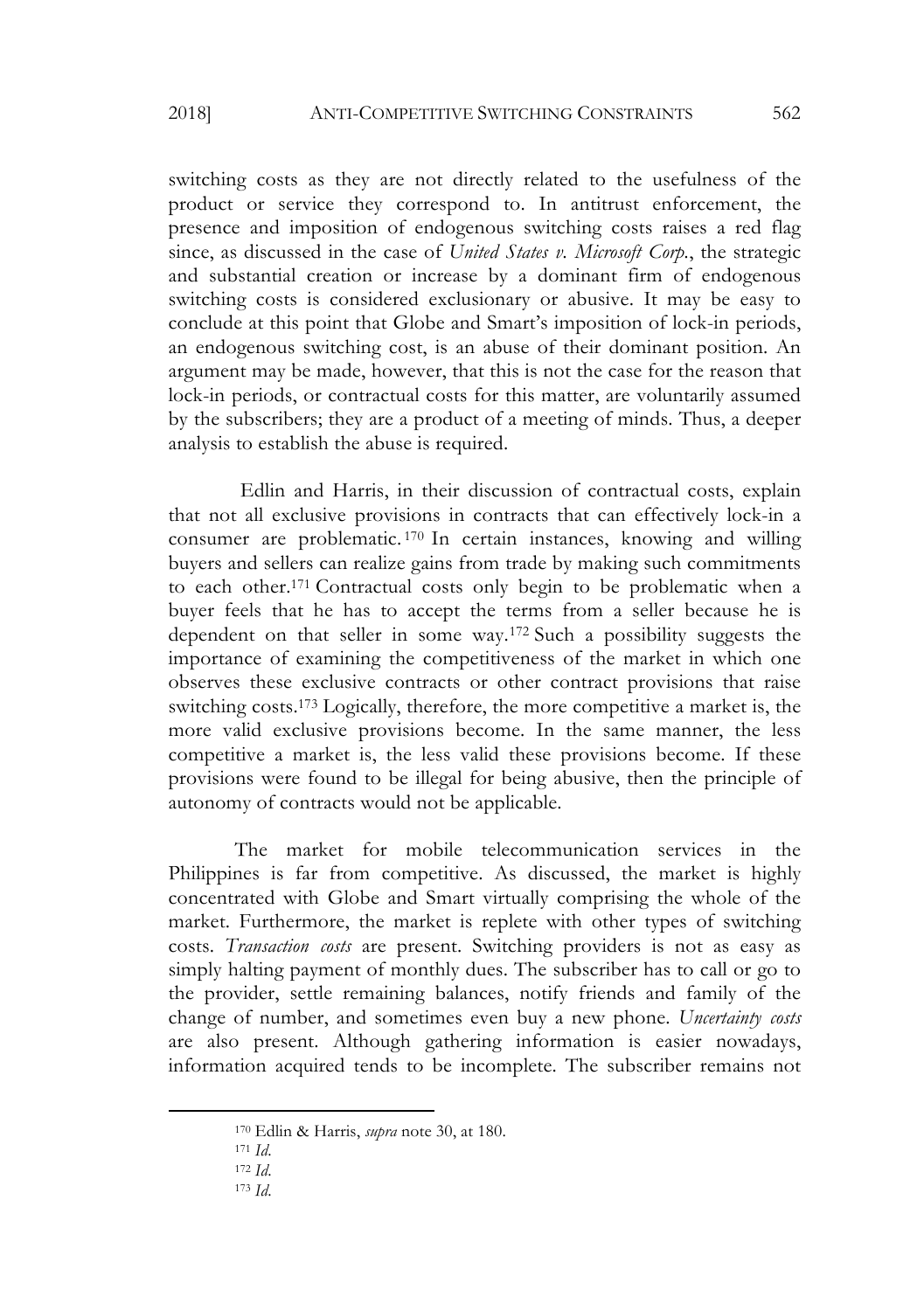switching costs as they are not directly related to the usefulness of the product or service they correspond to. In antitrust enforcement, the presence and imposition of endogenous switching costs raises a red flag since, as discussed in the case of *United States v. Microsoft Corp.*, the strategic and substantial creation or increase by a dominant firm of endogenous switching costs is considered exclusionary or abusive. It may be easy to conclude at this point that Globe and Smart's imposition of lock-in periods, an endogenous switching cost, is an abuse of their dominant position. An argument may be made, however, that this is not the case for the reason that lock-in periods, or contractual costs for this matter, are voluntarily assumed by the subscribers; they are a product of a meeting of minds. Thus, a deeper analysis to establish the abuse is required.

Edlin and Harris, in their discussion of contractual costs, explain that not all exclusive provisions in contracts that can effectively lock-in a consumer are problematic.[170] In certain instances, knowing and willing buyers and sellers can realize gains from trade by making such commitments to each other.[171] Contractual costs only begin to be problematic when a buyer feels that he has to accept the terms from a seller because he is dependent on that seller in some way.[172] Such a possibility suggests the importance of examining the competitiveness of the market in which one observes these exclusive contracts or other contract provisions that raise switching costs.[173] Logically, therefore, the more competitive a market is, the more valid exclusive provisions become. In the same manner, the less competitive a market is, the less valid these provisions become. If these provisions were found to be illegal for being abusive, then the principle of autonomy of contracts would not be applicable.

The market for mobile telecommunication services in the Philippines is far from competitive. As discussed, the market is highly concentrated with Globe and Smart virtually comprising the whole of the market. Furthermore, the market is replete with other types of switching costs. *Transaction costs* are present. Switching providers is not as easy as simply halting payment of monthly dues. The subscriber has to call or go to the provider, settle remaining balances, notify friends and family of the change of number, and sometimes even buy a new phone. *Uncertainty costs* are also present. Although gathering information is easier nowadays, information acquired tends to be incomplete. The subscriber remains not

---

[170] Edlin & Harris, *supra* note 30, at 180.

[171] *Id.*

[172] *Id.*

[173] *Id.*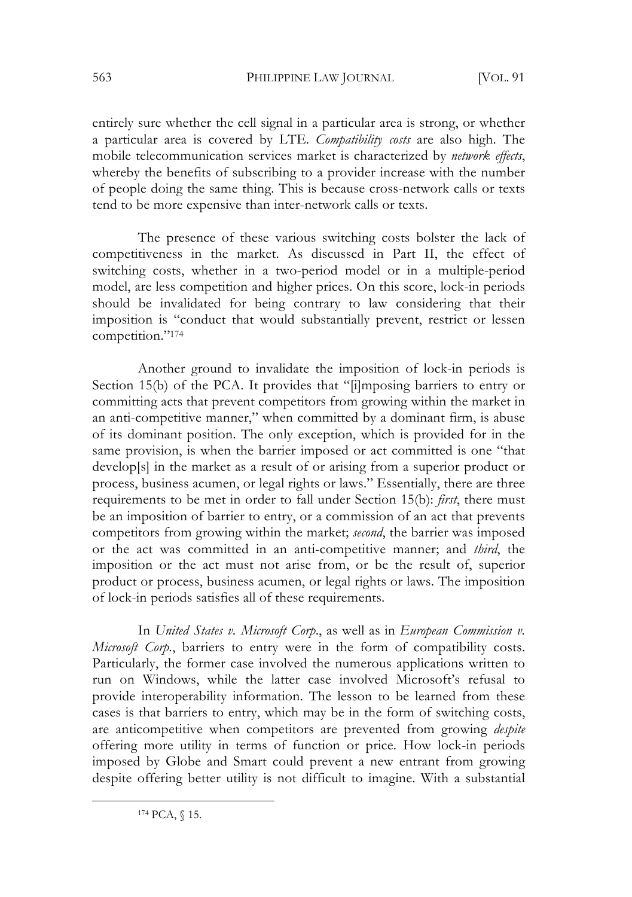entirely sure whether the cell signal in a particular area is strong, or whether a particular area is covered by LTE. *Compatibility costs* are also high. The mobile telecommunication services market is characterized by *network effects*, whereby the benefits of subscribing to a provider increase with the number of people doing the same thing. This is because cross-network calls or texts tend to be more expensive than inter-network calls or texts.

The presence of these various switching costs bolster the lack of competitiveness in the market. As discussed in Part II, the effect of switching costs, whether in a two-period model or in a multiple-period model, are less competition and higher prices. On this score, lock-in periods should be invalidated for being contrary to law considering that their imposition is "conduct that would substantially prevent, restrict or lessen competition."[174]

Another ground to invalidate the imposition of lock-in periods is Section 15(b) of the PCA. It provides that "[i]mposing barriers to entry or committing acts that prevent competitors from growing within the market in an anti-competitive manner," when committed by a dominant firm, is abuse of its dominant position. The only exception, which is provided for in the same provision, is when the barrier imposed or act committed is one "that develop[s] in the market as a result of or arising from a superior product or process, business acumen, or legal rights or laws." Essentially, there are three requirements to be met in order to fall under Section 15(b): *first*, there must be an imposition of barrier to entry, or a commission of an act that prevents competitors from growing within the market; *second*, the barrier was imposed or the act was committed in an anti-competitive manner; and *third*, the imposition or the act must not arise from, or be the result of, superior product or process, business acumen, or legal rights or laws. The imposition of lock-in periods satisfies all of these requirements.

In *United States v. Microsoft Corp.*, as well as in *European Commission v. Microsoft Corp.*, barriers to entry were in the form of compatibility costs. Particularly, the former case involved the numerous applications written to run on Windows, while the latter case involved Microsoft's refusal to provide interoperability information. The lesson to be learned from these cases is that barriers to entry, which may be in the form of switching costs, are anticompetitive when competitors are prevented from growing *despite* offering more utility in terms of function or price. How lock-in periods imposed by Globe and Smart could prevent a new entrant from growing despite offering better utility is not difficult to imagine. With a substantial

[174] PCA, § 15.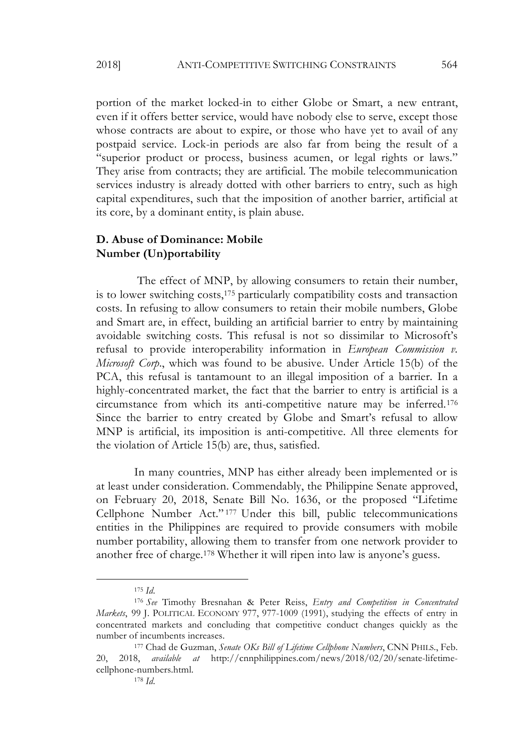portion of the market locked-in to either Globe or Smart, a new entrant, even if it offers better service, would have nobody else to serve, except those whose contracts are about to expire, or those who have yet to avail of any postpaid service. Lock-in periods are also far from being the result of a "superior product or process, business acumen, or legal rights or laws." They arise from contracts; they are artificial. The mobile telecommunication services industry is already dotted with other barriers to entry, such as high capital expenditures, such that the imposition of another barrier, artificial at its core, by a dominant entity, is plain abuse.

### D. Abuse of Dominance: Mobile Number (Un)portability

The effect of MNP, by allowing consumers to retain their number, is to lower switching costs,[175] particularly compatibility costs and transaction costs. In refusing to allow consumers to retain their mobile numbers, Globe and Smart are, in effect, building an artificial barrier to entry by maintaining avoidable switching costs. This refusal is not so dissimilar to Microsoft's refusal to provide interoperability information in *European Commission v. Microsoft Corp.*, which was found to be abusive. Under Article 15(b) of the PCA, this refusal is tantamount to an illegal imposition of a barrier. In a highly-concentrated market, the fact that the barrier to entry is artificial is a circumstance from which its anti-competitive nature may be inferred.[176] Since the barrier to entry created by Globe and Smart's refusal to allow MNP is artificial, its imposition is anti-competitive. All three elements for the violation of Article 15(b) are, thus, satisfied.

In many countries, MNP has either already been implemented or is at least under consideration. Commendably, the Philippine Senate approved, on February 20, 2018, Senate Bill No. 1636, or the proposed "Lifetime Cellphone Number Act."[177] Under this bill, public telecommunications entities in the Philippines are required to provide consumers with mobile number portability, allowing them to transfer from one network provider to another free of charge.[178] Whether it will ripen into law is anyone's guess.

---

[175] *Id.*

[176] *See* Timothy Bresnahan & Peter Reiss, *Entry and Competition in Concentrated Markets*, 99 J. POLITICAL ECONOMY 977, 977-1009 (1991), studying the effects of entry in concentrated markets and concluding that competitive conduct changes quickly as the number of incumbents increases.

[177] Chad de Guzman, *Senate OKs Bill of Lifetime Cellphone Numbers*, CNN PHILS., Feb. 20, 2018, *available at* http://cnnphilippines.com/news/2018/02/20/senate-lifetime-cellphone-numbers.html.

[178] *Id.*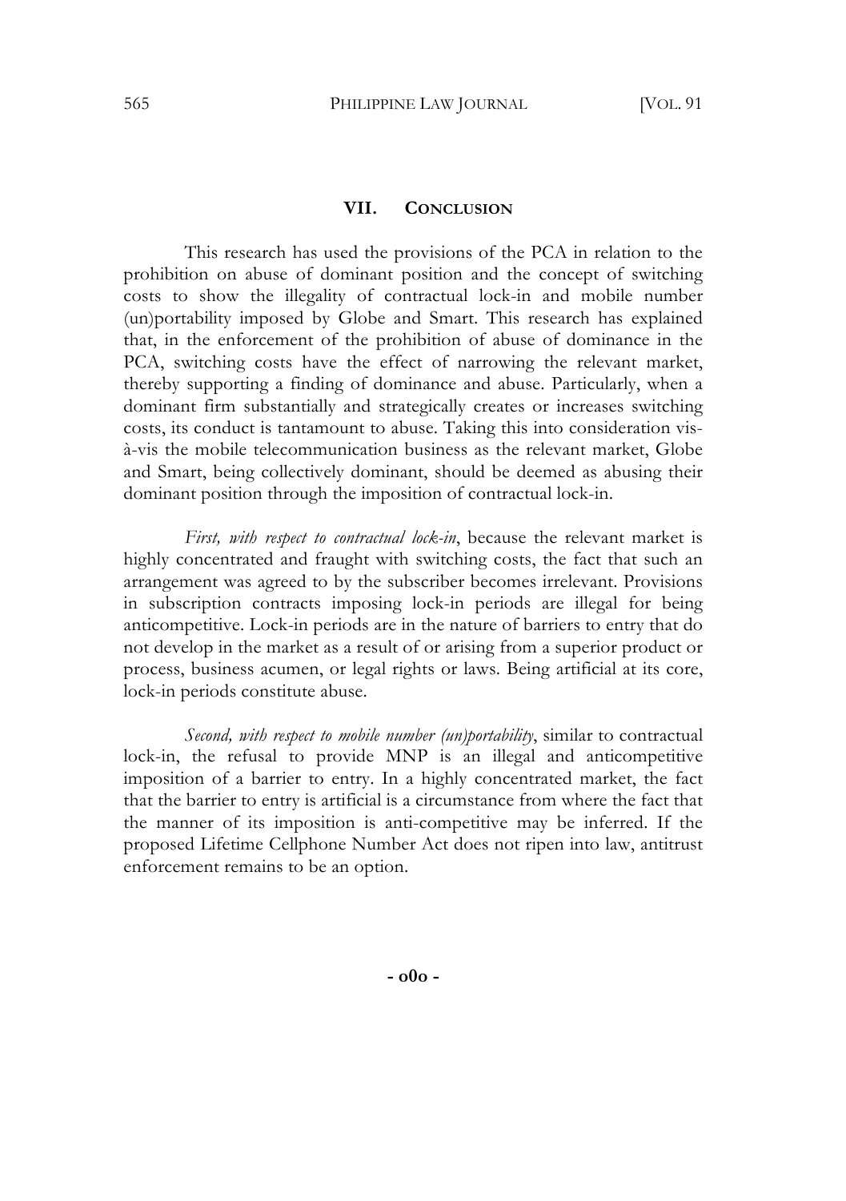## VII. CONCLUSION

This research has used the provisions of the PCA in relation to the prohibition on abuse of dominant position and the concept of switching costs to show the illegality of contractual lock-in and mobile number (un)portability imposed by Globe and Smart. This research has explained that, in the enforcement of the prohibition of abuse of dominance in the PCA, switching costs have the effect of narrowing the relevant market, thereby supporting a finding of dominance and abuse. Particularly, when a dominant firm substantially and strategically creates or increases switching costs, its conduct is tantamount to abuse. Taking this into consideration vis-à-vis the mobile telecommunication business as the relevant market, Globe and Smart, being collectively dominant, should be deemed as abusing their dominant position through the imposition of contractual lock-in.

*First, with respect to contractual lock-in*, because the relevant market is highly concentrated and fraught with switching costs, the fact that such an arrangement was agreed to by the subscriber becomes irrelevant. Provisions in subscription contracts imposing lock-in periods are illegal for being anticompetitive. Lock-in periods are in the nature of barriers to entry that do not develop in the market as a result of or arising from a superior product or process, business acumen, or legal rights or laws. Being artificial at its core, lock-in periods constitute abuse.

*Second, with respect to mobile number (un)portability*, similar to contractual lock-in, the refusal to provide MNP is an illegal and anticompetitive imposition of a barrier to entry. In a highly concentrated market, the fact that the barrier to entry is artificial is a circumstance from where the fact that the manner of its imposition is anti-competitive may be inferred. If the proposed Lifetime Cellphone Number Act does not ripen into law, antitrust enforcement remains to be an option.

**- o0o -**